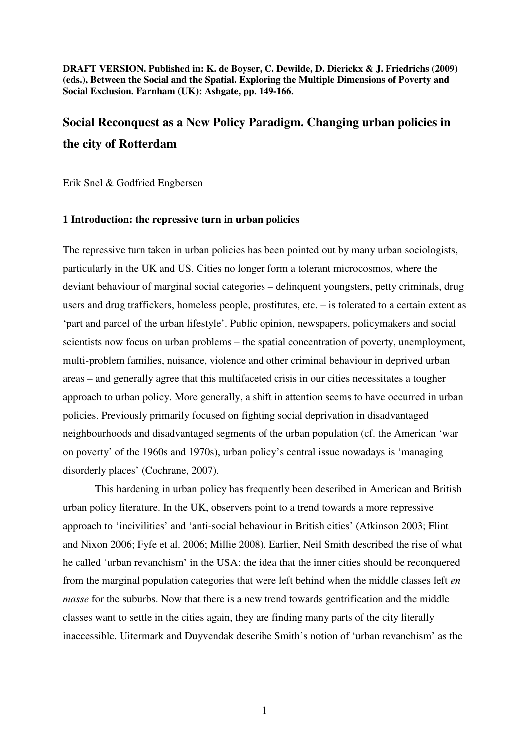**DRAFT VERSION. Published in: K. de Boyser, C. Dewilde, D. Dierickx & J. Friedrichs (2009) (eds.), Between the Social and the Spatial. Exploring the Multiple Dimensions of Poverty and Social Exclusion. Farnham (UK): Ashgate, pp. 149-166.**

# Social Reconquest as a New Policy Paradigm. Changing urban policies in the city of Rotterdam

Erik Snel & Godfried Engbersen

## 1 Introduction: the repressive turn in urban policies

The repressive turn taken in urban policies has been pointed out by many urban sociologists, particularly in the UK and US. Cities no longer form a tolerant microcosmos, where the deviant behaviour of marginal social categories – delinquent youngsters, petty criminals, drug users and drug traffickers, homeless people, prostitutes, etc. – is tolerated to a certain extent as 'part and parcel of the urban lifestyle'. Public opinion, newspapers, policymakers and social scientists now focus on urban problems – the spatial concentration of poverty, unemployment, multi-problem families, nuisance, violence and other criminal behaviour in deprived urban areas – and generally agree that this multifaceted crisis in our cities necessitates a tougher approach to urban policy. More generally, a shift in attention seems to have occurred in urban policies. Previously primarily focused on fighting social deprivation in disadvantaged neighbourhoods and disadvantaged segments of the urban population (cf. the American 'war on poverty' of the 1960s and 1970s), urban policy's central issue nowadays is 'managing disorderly places' (Cochrane, 2007).

This hardening in urban policy has frequently been described in American and British urban policy literature. In the UK, observers point to a trend towards a more repressive approach to 'incivilities' and 'anti-social behaviour in British cities' (Atkinson 2003; Flint and Nixon 2006; Fyfe et al. 2006; Millie 2008). Earlier, Neil Smith described the rise of what he called 'urban revanchism' in the USA: the idea that the inner cities should be reconquered from the marginal population categories that were left behind when the middle classes left *en masse* for the suburbs. Now that there is a new trend towards gentrification and the middle classes want to settle in the cities again, they are finding many parts of the city literally inaccessible. Uitermark and Duyvendak describe Smith's notion of 'urban revanchism' as the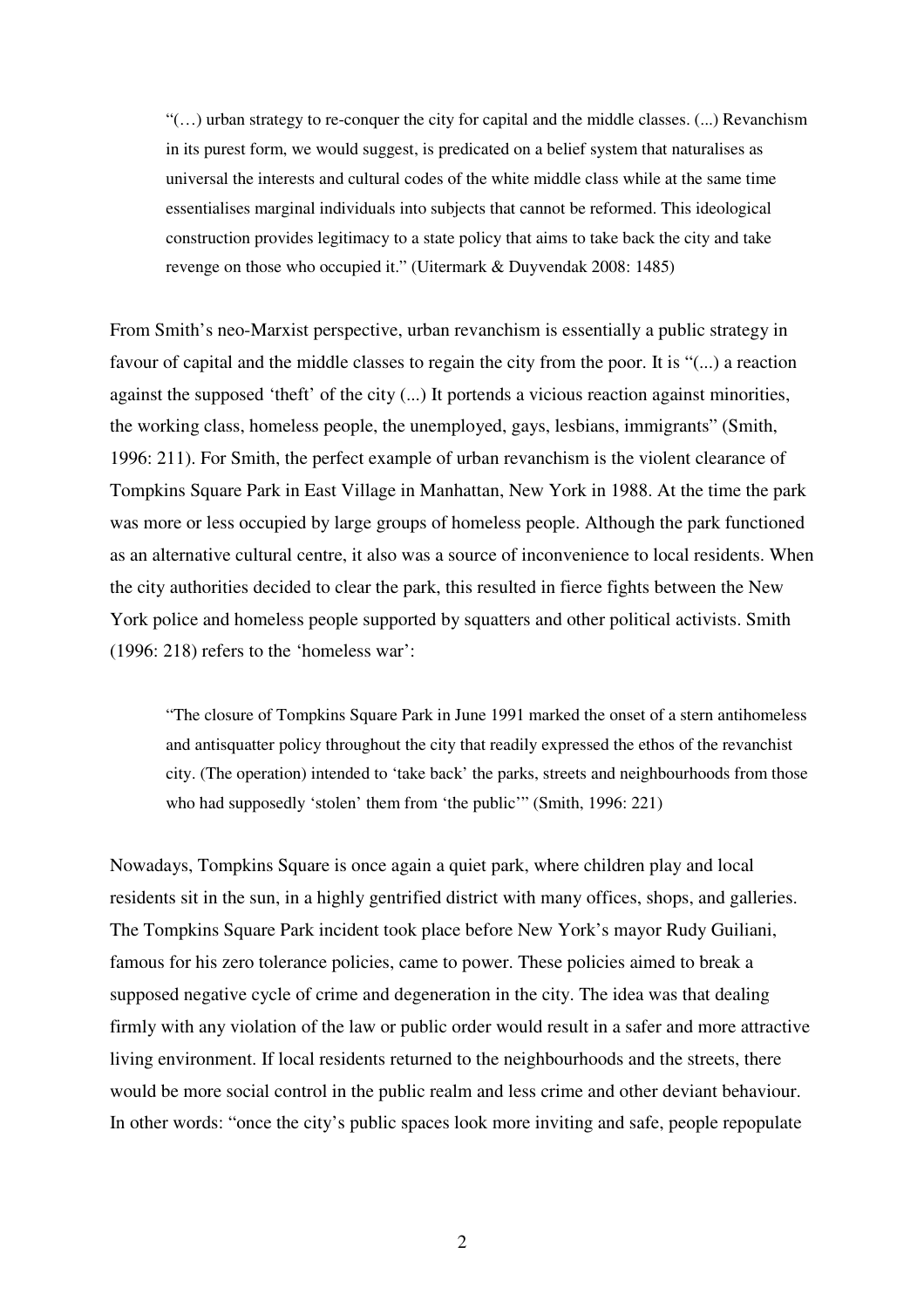> "(…) urban strategy to re-conquer the city for capital and the middle classes. (...) Revanchism in its purest form, we would suggest, is predicated on a belief system that naturalises as universal the interests and cultural codes of the white middle class while at the same time essentialises marginal individuals into subjects that cannot be reformed. This ideological construction provides legitimacy to a state policy that aims to take back the city and take revenge on those who occupied it." (Uitermark & Duyvendak 2008: 1485)

From Smith's neo-Marxist perspective, urban revanchism is essentially a public strategy in favour of capital and the middle classes to regain the city from the poor. It is "(...) a reaction against the supposed 'theft' of the city (...) It portends a vicious reaction against minorities, the working class, homeless people, the unemployed, gays, lesbians, immigrants" (Smith, 1996: 211). For Smith, the perfect example of urban revanchism is the violent clearance of Tompkins Square Park in East Village in Manhattan, New York in 1988. At the time the park was more or less occupied by large groups of homeless people. Although the park functioned as an alternative cultural centre, it also was a source of inconvenience to local residents. When the city authorities decided to clear the park, this resulted in fierce fights between the New York police and homeless people supported by squatters and other political activists. Smith (1996: 218) refers to the 'homeless war':

> "The closure of Tompkins Square Park in June 1991 marked the onset of a stern antihomeless and antisquatter policy throughout the city that readily expressed the ethos of the revanchist city. (The operation) intended to 'take back' the parks, streets and neighbourhoods from those who had supposedly 'stolen' them from 'the public'" (Smith, 1996: 221)

Nowadays, Tompkins Square is once again a quiet park, where children play and local residents sit in the sun, in a highly gentrified district with many offices, shops, and galleries. The Tompkins Square Park incident took place before New York's mayor Rudy Guiliani, famous for his zero tolerance policies, came to power. These policies aimed to break a supposed negative cycle of crime and degeneration in the city. The idea was that dealing firmly with any violation of the law or public order would result in a safer and more attractive living environment. If local residents returned to the neighbourhoods and the streets, there would be more social control in the public realm and less crime and other deviant behaviour. In other words: "once the city's public spaces look more inviting and safe, people repopulate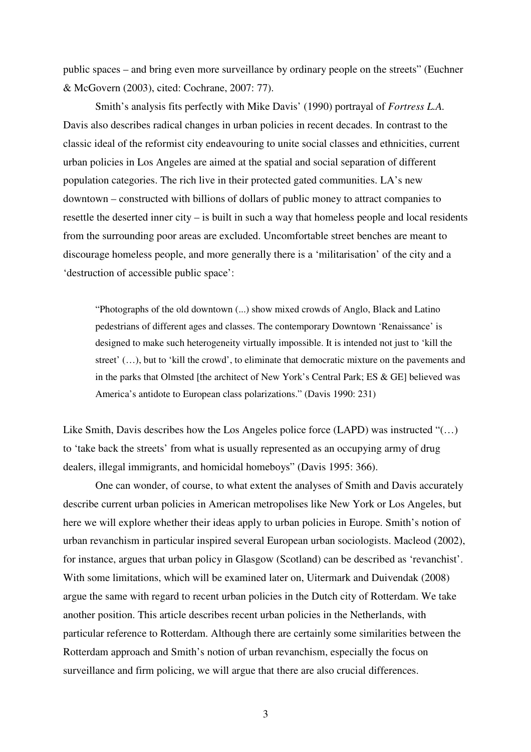public spaces – and bring even more surveillance by ordinary people on the streets" (Euchner & McGovern (2003), cited: Cochrane, 2007: 77).

Smith's analysis fits perfectly with Mike Davis' (1990) portrayal of *Fortress L.A.* Davis also describes radical changes in urban policies in recent decades. In contrast to the classic ideal of the reformist city endeavouring to unite social classes and ethnicities, current urban policies in Los Angeles are aimed at the spatial and social separation of different population categories. The rich live in their protected gated communities. LA's new downtown – constructed with billions of dollars of public money to attract companies to resettle the deserted inner city – is built in such a way that homeless people and local residents from the surrounding poor areas are excluded. Uncomfortable street benches are meant to discourage homeless people, and more generally there is a 'militarisation' of the city and a 'destruction of accessible public space':

> "Photographs of the old downtown (...) show mixed crowds of Anglo, Black and Latino pedestrians of different ages and classes. The contemporary Downtown 'Renaissance' is designed to make such heterogeneity virtually impossible. It is intended not just to 'kill the street' (…), but to 'kill the crowd', to eliminate that democratic mixture on the pavements and in the parks that Olmsted [the architect of New York's Central Park; ES & GE] believed was America's antidote to European class polarizations." (Davis 1990: 231)

Like Smith, Davis describes how the Los Angeles police force (LAPD) was instructed "(…) to 'take back the streets' from what is usually represented as an occupying army of drug dealers, illegal immigrants, and homicidal homeboys" (Davis 1995: 366).

One can wonder, of course, to what extent the analyses of Smith and Davis accurately describe current urban policies in American metropolises like New York or Los Angeles, but here we will explore whether their ideas apply to urban policies in Europe. Smith's notion of urban revanchism in particular inspired several European urban sociologists. Macleod (2002), for instance, argues that urban policy in Glasgow (Scotland) can be described as 'revanchist'. With some limitations, which will be examined later on, Uitermark and Duivendak (2008) argue the same with regard to recent urban policies in the Dutch city of Rotterdam. We take another position. This article describes recent urban policies in the Netherlands, with particular reference to Rotterdam. Although there are certainly some similarities between the Rotterdam approach and Smith's notion of urban revanchism, especially the focus on surveillance and firm policing, we will argue that there are also crucial differences.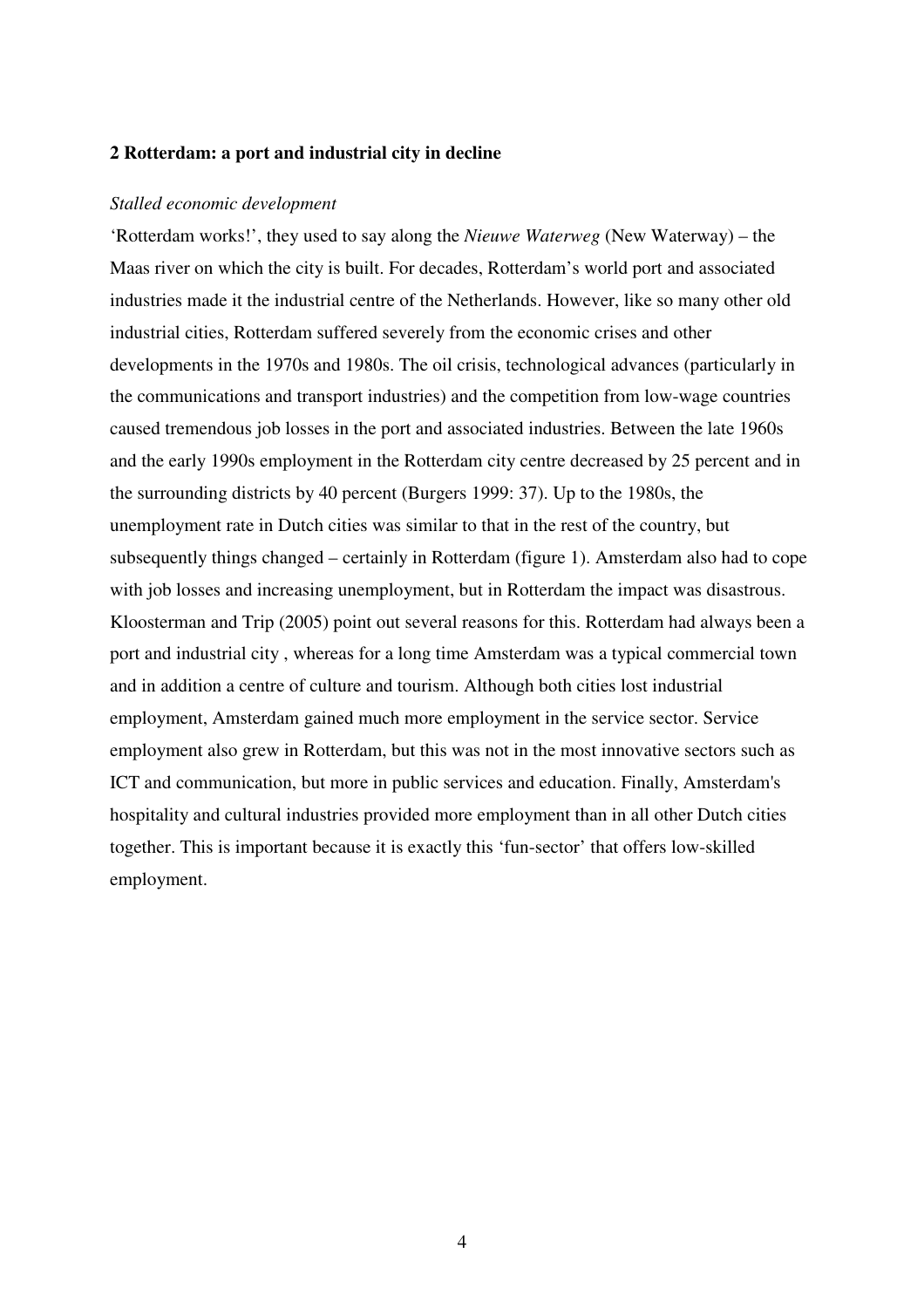## 2 Rotterdam: a port and industrial city in decline

*Stalled economic development*

'Rotterdam works!', they used to say along the *Nieuwe Waterweg* (New Waterway) – the Maas river on which the city is built. For decades, Rotterdam's world port and associated industries made it the industrial centre of the Netherlands. However, like so many other old industrial cities, Rotterdam suffered severely from the economic crises and other developments in the 1970s and 1980s. The oil crisis, technological advances (particularly in the communications and transport industries) and the competition from low-wage countries caused tremendous job losses in the port and associated industries. Between the late 1960s and the early 1990s employment in the Rotterdam city centre decreased by 25 percent and in the surrounding districts by 40 percent (Burgers 1999: 37). Up to the 1980s, the unemployment rate in Dutch cities was similar to that in the rest of the country, but subsequently things changed – certainly in Rotterdam (figure 1). Amsterdam also had to cope with job losses and increasing unemployment, but in Rotterdam the impact was disastrous. Kloosterman and Trip (2005) point out several reasons for this. Rotterdam had always been a port and industrial city , whereas for a long time Amsterdam was a typical commercial town and in addition a centre of culture and tourism. Although both cities lost industrial employment, Amsterdam gained much more employment in the service sector. Service employment also grew in Rotterdam, but this was not in the most innovative sectors such as ICT and communication, but more in public services and education. Finally, Amsterdam's hospitality and cultural industries provided more employment than in all other Dutch cities together. This is important because it is exactly this 'fun-sector' that offers low-skilled employment.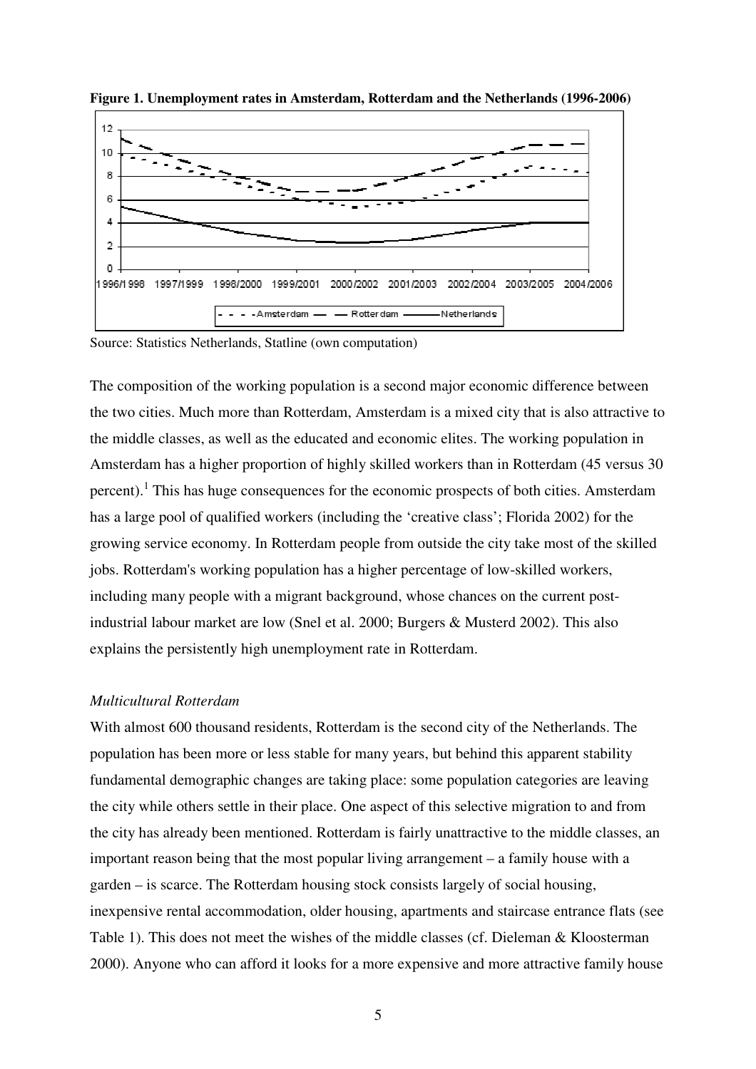**Figure 1. Unemployment rates in Amsterdam, Rotterdam and the Netherlands (1996-2006)**

Source: Statistics Netherlands, Statline (own computation)

The composition of the working population is a second major economic difference between the two cities. Much more than Rotterdam, Amsterdam is a mixed city that is also attractive to the middle classes, as well as the educated and economic elites. The working population in Amsterdam has a higher proportion of highly skilled workers than in Rotterdam (45 versus 30 percent).[1] This has huge consequences for the economic prospects of both cities. Amsterdam has a large pool of qualified workers (including the 'creative class'; Florida 2002) for the growing service economy. In Rotterdam people from outside the city take most of the skilled jobs. Rotterdam's working population has a higher percentage of low-skilled workers, including many people with a migrant background, whose chances on the current post-industrial labour market are low (Snel et al. 2000; Burgers & Musterd 2002). This also explains the persistently high unemployment rate in Rotterdam.

*Multicultural Rotterdam*

With almost 600 thousand residents, Rotterdam is the second city of the Netherlands. The population has been more or less stable for many years, but behind this apparent stability fundamental demographic changes are taking place: some population categories are leaving the city while others settle in their place. One aspect of this selective migration to and from the city has already been mentioned. Rotterdam is fairly unattractive to the middle classes, an important reason being that the most popular living arrangement – a family house with a garden – is scarce. The Rotterdam housing stock consists largely of social housing, inexpensive rental accommodation, older housing, apartments and staircase entrance flats (see Table 1). This does not meet the wishes of the middle classes (cf. Dieleman & Kloosterman 2000). Anyone who can afford it looks for a more expensive and more attractive family house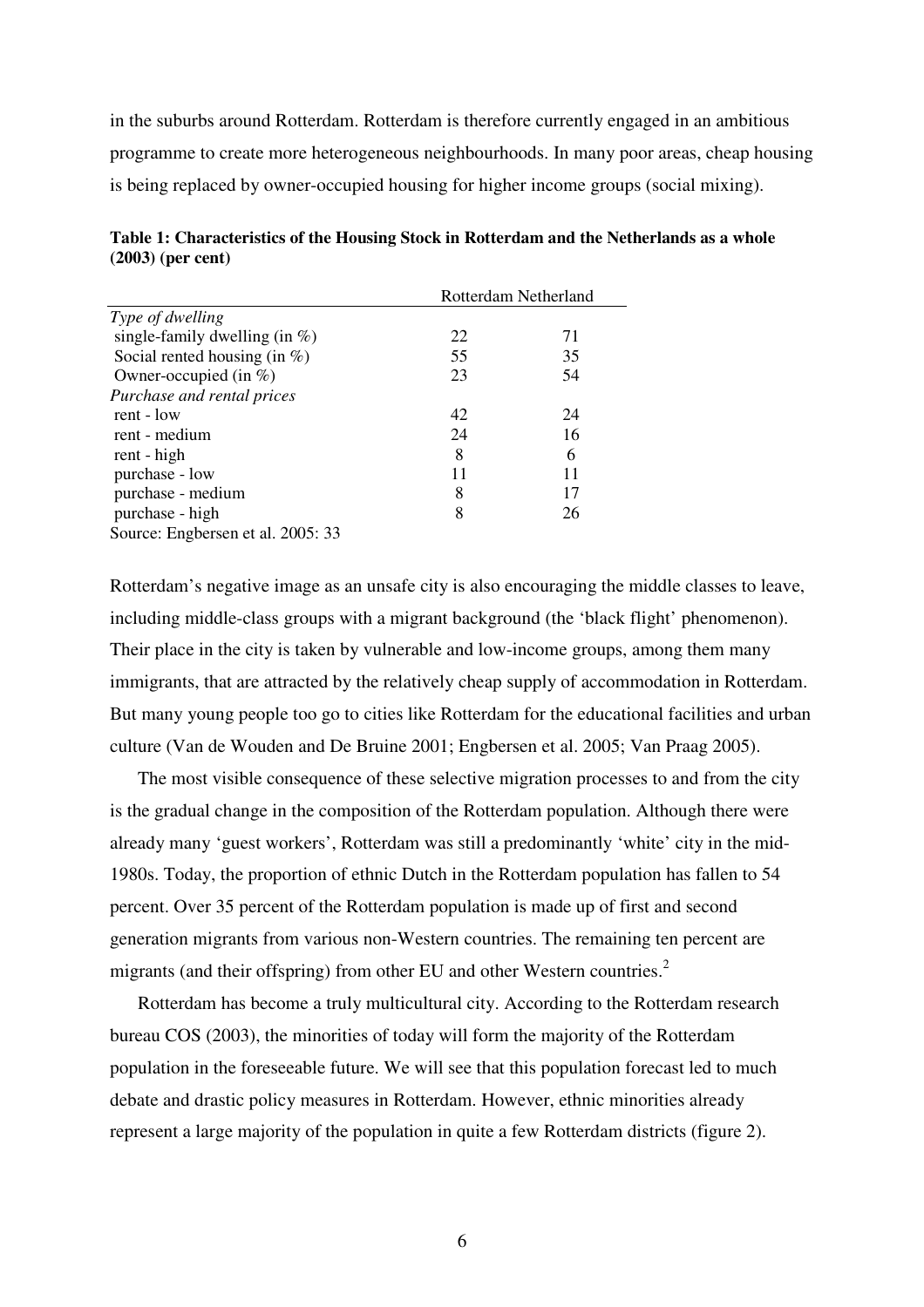in the suburbs around Rotterdam. Rotterdam is therefore currently engaged in an ambitious programme to create more heterogeneous neighbourhoods. In many poor areas, cheap housing is being replaced by owner-occupied housing for higher income groups (social mixing).

**Table 1: Characteristics of the Housing Stock in Rotterdam and the Netherlands as a whole (2003) (per cent)**

| | Rotterdam | Netherland |
|---|---|---|
| *Type of dwelling* | | |
| single-family dwelling (in %) | 22 | 71 |
| Social rented housing (in %) | 55 | 35 |
| Owner-occupied (in %) | 23 | 54 |
| *Purchase and rental prices* | | |
| rent - low | 42 | 24 |
| rent - medium | 24 | 16 |
| rent - high | 8 | 6 |
| purchase - low | 11 | 11 |
| purchase - medium | 8 | 17 |
| purchase - high | 8 | 26 |

Source: Engbersen et al. 2005: 33

Rotterdam's negative image as an unsafe city is also encouraging the middle classes to leave, including middle-class groups with a migrant background (the 'black flight' phenomenon). Their place in the city is taken by vulnerable and low-income groups, among them many immigrants, that are attracted by the relatively cheap supply of accommodation in Rotterdam. But many young people too go to cities like Rotterdam for the educational facilities and urban culture (Van de Wouden and De Bruine 2001; Engbersen et al. 2005; Van Praag 2005).

The most visible consequence of these selective migration processes to and from the city is the gradual change in the composition of the Rotterdam population. Although there were already many 'guest workers', Rotterdam was still a predominantly 'white' city in the mid-1980s. Today, the proportion of ethnic Dutch in the Rotterdam population has fallen to 54 percent. Over 35 percent of the Rotterdam population is made up of first and second generation migrants from various non-Western countries. The remaining ten percent are migrants (and their offspring) from other EU and other Western countries.[2]

Rotterdam has become a truly multicultural city. According to the Rotterdam research bureau COS (2003), the minorities of today will form the majority of the Rotterdam population in the foreseeable future. We will see that this population forecast led to much debate and drastic policy measures in Rotterdam. However, ethnic minorities already represent a large majority of the population in quite a few Rotterdam districts (figure 2).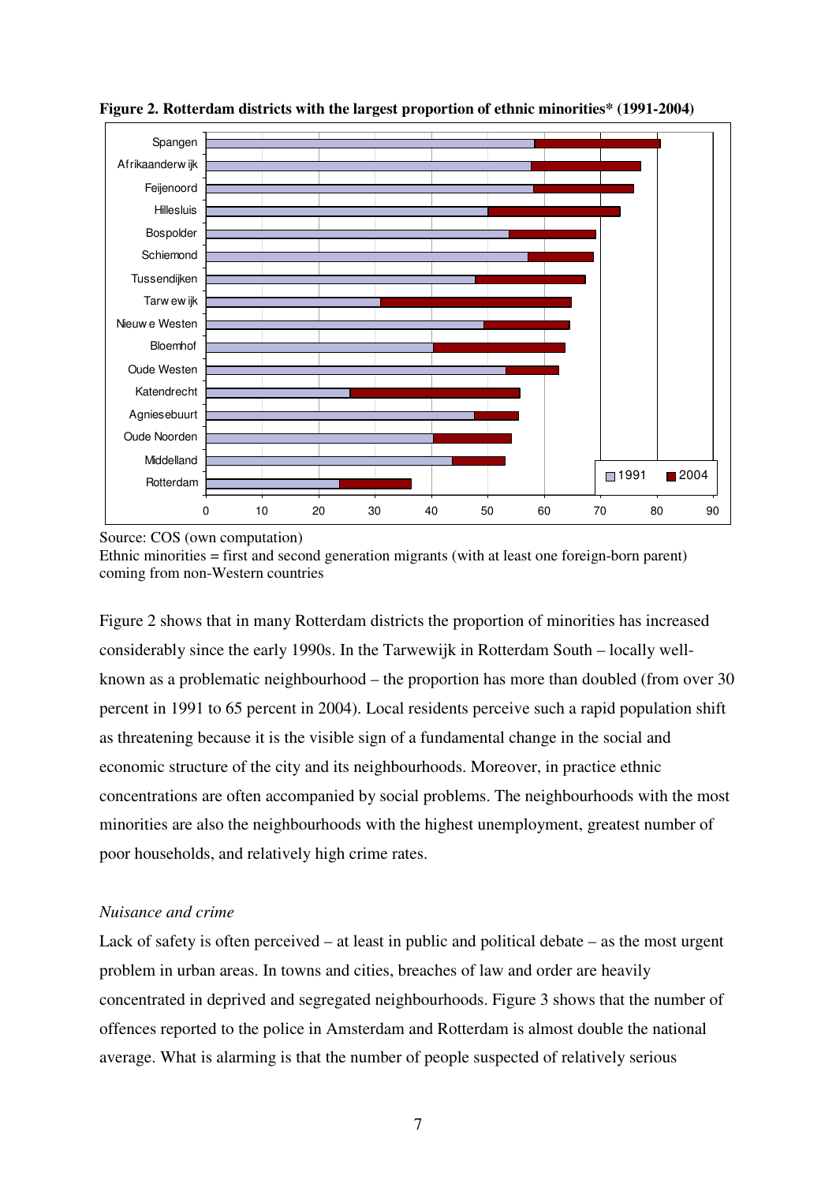**Figure 2. Rotterdam districts with the largest proportion of ethnic minorities* (1991-2004)**

Source: COS (own computation)
Ethnic minorities = first and second generation migrants (with at least one foreign-born parent) coming from non-Western countries

Figure 2 shows that in many Rotterdam districts the proportion of minorities has increased considerably since the early 1990s. In the Tarwewijk in Rotterdam South – locally well-known as a problematic neighbourhood – the proportion has more than doubled (from over 30 percent in 1991 to 65 percent in 2004). Local residents perceive such a rapid population shift as threatening because it is the visible sign of a fundamental change in the social and economic structure of the city and its neighbourhoods. Moreover, in practice ethnic concentrations are often accompanied by social problems. The neighbourhoods with the most minorities are also the neighbourhoods with the highest unemployment, greatest number of poor households, and relatively high crime rates.

*Nuisance and crime*

Lack of safety is often perceived – at least in public and political debate – as the most urgent problem in urban areas. In towns and cities, breaches of law and order are heavily concentrated in deprived and segregated neighbourhoods. Figure 3 shows that the number of offences reported to the police in Amsterdam and Rotterdam is almost double the national average. What is alarming is that the number of people suspected of relatively serious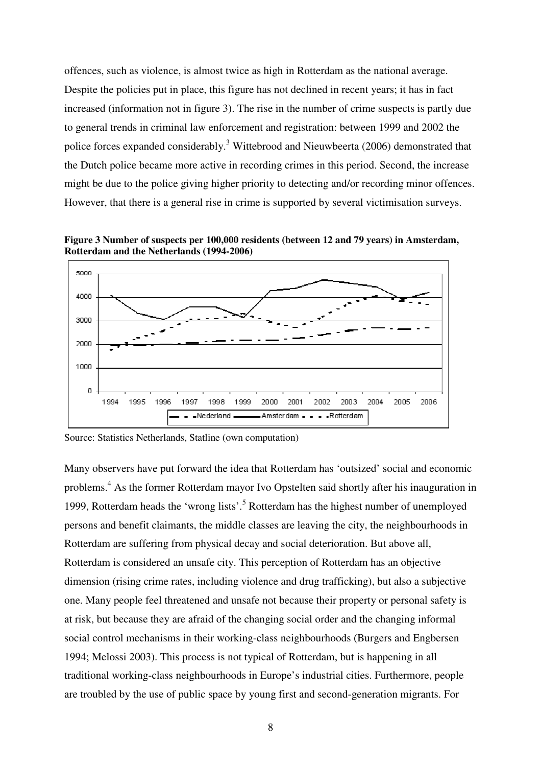offences, such as violence, is almost twice as high in Rotterdam as the national average. Despite the policies put in place, this figure has not declined in recent years; it has in fact increased (information not in figure 3). The rise in the number of crime suspects is partly due to general trends in criminal law enforcement and registration: between 1999 and 2002 the police forces expanded considerably.[3] Wittebrood and Nieuwbeerta (2006) demonstrated that the Dutch police became more active in recording crimes in this period. Second, the increase might be due to the police giving higher priority to detecting and/or recording minor offences. However, that there is a general rise in crime is supported by several victimisation surveys.

**Figure 3 Number of suspects per 100,000 residents (between 12 and 79 years) in Amsterdam, Rotterdam and the Netherlands (1994-2006)**

Source: Statistics Netherlands, Statline (own computation)

Many observers have put forward the idea that Rotterdam has 'outsized' social and economic problems.[4] As the former Rotterdam mayor Ivo Opstelten said shortly after his inauguration in 1999, Rotterdam heads the 'wrong lists'.[5] Rotterdam has the highest number of unemployed persons and benefit claimants, the middle classes are leaving the city, the neighbourhoods in Rotterdam are suffering from physical decay and social deterioration. But above all, Rotterdam is considered an unsafe city. This perception of Rotterdam has an objective dimension (rising crime rates, including violence and drug trafficking), but also a subjective one. Many people feel threatened and unsafe not because their property or personal safety is at risk, but because they are afraid of the changing social order and the changing informal social control mechanisms in their working-class neighbourhoods (Burgers and Engbersen 1994; Melossi 2003). This process is not typical of Rotterdam, but is happening in all traditional working-class neighbourhoods in Europe's industrial cities. Furthermore, people are troubled by the use of public space by young first and second-generation migrants. For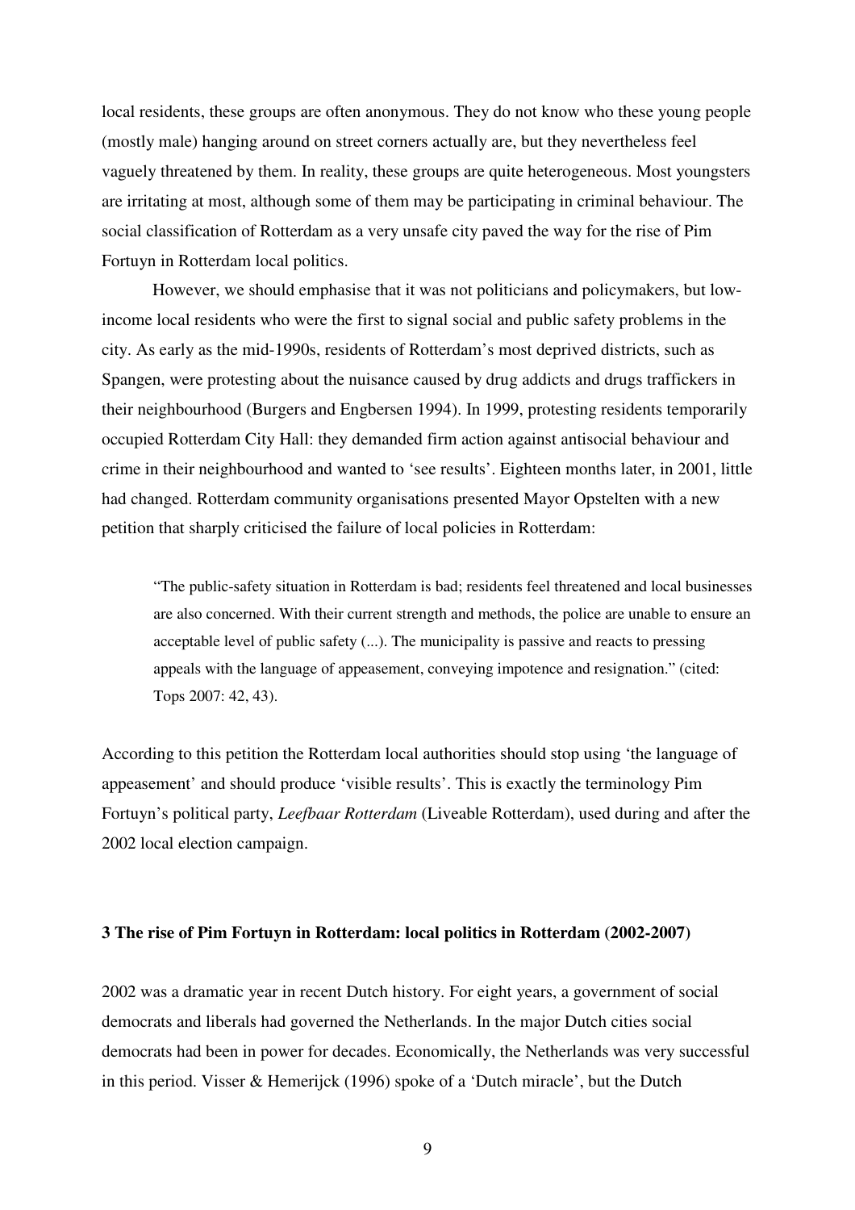local residents, these groups are often anonymous. They do not know who these young people (mostly male) hanging around on street corners actually are, but they nevertheless feel vaguely threatened by them. In reality, these groups are quite heterogeneous. Most youngsters are irritating at most, although some of them may be participating in criminal behaviour. The social classification of Rotterdam as a very unsafe city paved the way for the rise of Pim Fortuyn in Rotterdam local politics.

However, we should emphasise that it was not politicians and policymakers, but low-income local residents who were the first to signal social and public safety problems in the city. As early as the mid-1990s, residents of Rotterdam's most deprived districts, such as Spangen, were protesting about the nuisance caused by drug addicts and drugs traffickers in their neighbourhood (Burgers and Engbersen 1994). In 1999, protesting residents temporarily occupied Rotterdam City Hall: they demanded firm action against antisocial behaviour and crime in their neighbourhood and wanted to 'see results'. Eighteen months later, in 2001, little had changed. Rotterdam community organisations presented Mayor Opstelten with a new petition that sharply criticised the failure of local policies in Rotterdam:

> "The public-safety situation in Rotterdam is bad; residents feel threatened and local businesses are also concerned. With their current strength and methods, the police are unable to ensure an acceptable level of public safety (...). The municipality is passive and reacts to pressing appeals with the language of appeasement, conveying impotence and resignation." (cited: Tops 2007: 42, 43).

According to this petition the Rotterdam local authorities should stop using 'the language of appeasement' and should produce 'visible results'. This is exactly the terminology Pim Fortuyn's political party, *Leefbaar Rotterdam* (Liveable Rotterdam), used during and after the 2002 local election campaign.

### 3 The rise of Pim Fortuyn in Rotterdam: local politics in Rotterdam (2002-2007)

2002 was a dramatic year in recent Dutch history. For eight years, a government of social democrats and liberals had governed the Netherlands. In the major Dutch cities social democrats had been in power for decades. Economically, the Netherlands was very successful in this period. Visser & Hemerijck (1996) spoke of a 'Dutch miracle', but the Dutch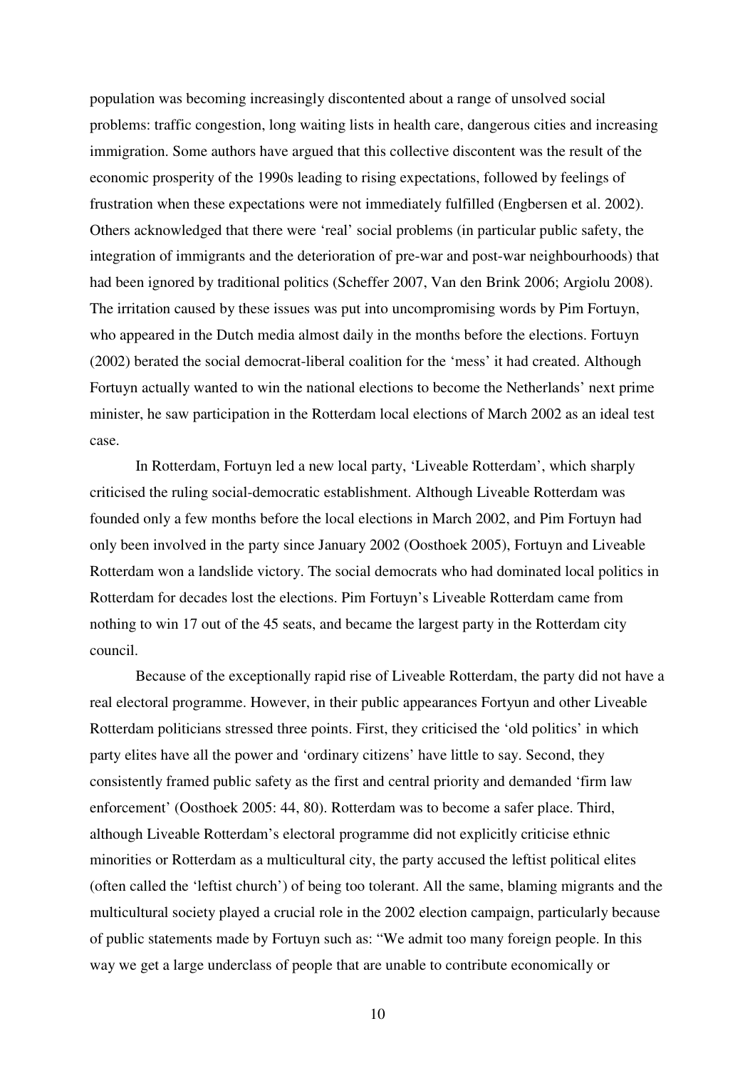population was becoming increasingly discontented about a range of unsolved social problems: traffic congestion, long waiting lists in health care, dangerous cities and increasing immigration. Some authors have argued that this collective discontent was the result of the economic prosperity of the 1990s leading to rising expectations, followed by feelings of frustration when these expectations were not immediately fulfilled (Engbersen et al. 2002). Others acknowledged that there were 'real' social problems (in particular public safety, the integration of immigrants and the deterioration of pre-war and post-war neighbourhoods) that had been ignored by traditional politics (Scheffer 2007, Van den Brink 2006; Argiolu 2008). The irritation caused by these issues was put into uncompromising words by Pim Fortuyn, who appeared in the Dutch media almost daily in the months before the elections. Fortuyn (2002) berated the social democrat-liberal coalition for the 'mess' it had created. Although Fortuyn actually wanted to win the national elections to become the Netherlands' next prime minister, he saw participation in the Rotterdam local elections of March 2002 as an ideal test case.

In Rotterdam, Fortuyn led a new local party, 'Liveable Rotterdam', which sharply criticised the ruling social-democratic establishment. Although Liveable Rotterdam was founded only a few months before the local elections in March 2002, and Pim Fortuyn had only been involved in the party since January 2002 (Oosthoek 2005), Fortuyn and Liveable Rotterdam won a landslide victory. The social democrats who had dominated local politics in Rotterdam for decades lost the elections. Pim Fortuyn's Liveable Rotterdam came from nothing to win 17 out of the 45 seats, and became the largest party in the Rotterdam city council.

Because of the exceptionally rapid rise of Liveable Rotterdam, the party did not have a real electoral programme. However, in their public appearances Fortyun and other Liveable Rotterdam politicians stressed three points. First, they criticised the 'old politics' in which party elites have all the power and 'ordinary citizens' have little to say. Second, they consistently framed public safety as the first and central priority and demanded 'firm law enforcement' (Oosthoek 2005: 44, 80). Rotterdam was to become a safer place. Third, although Liveable Rotterdam's electoral programme did not explicitly criticise ethnic minorities or Rotterdam as a multicultural city, the party accused the leftist political elites (often called the 'leftist church') of being too tolerant. All the same, blaming migrants and the multicultural society played a crucial role in the 2002 election campaign, particularly because of public statements made by Fortuyn such as: "We admit too many foreign people. In this way we get a large underclass of people that are unable to contribute economically or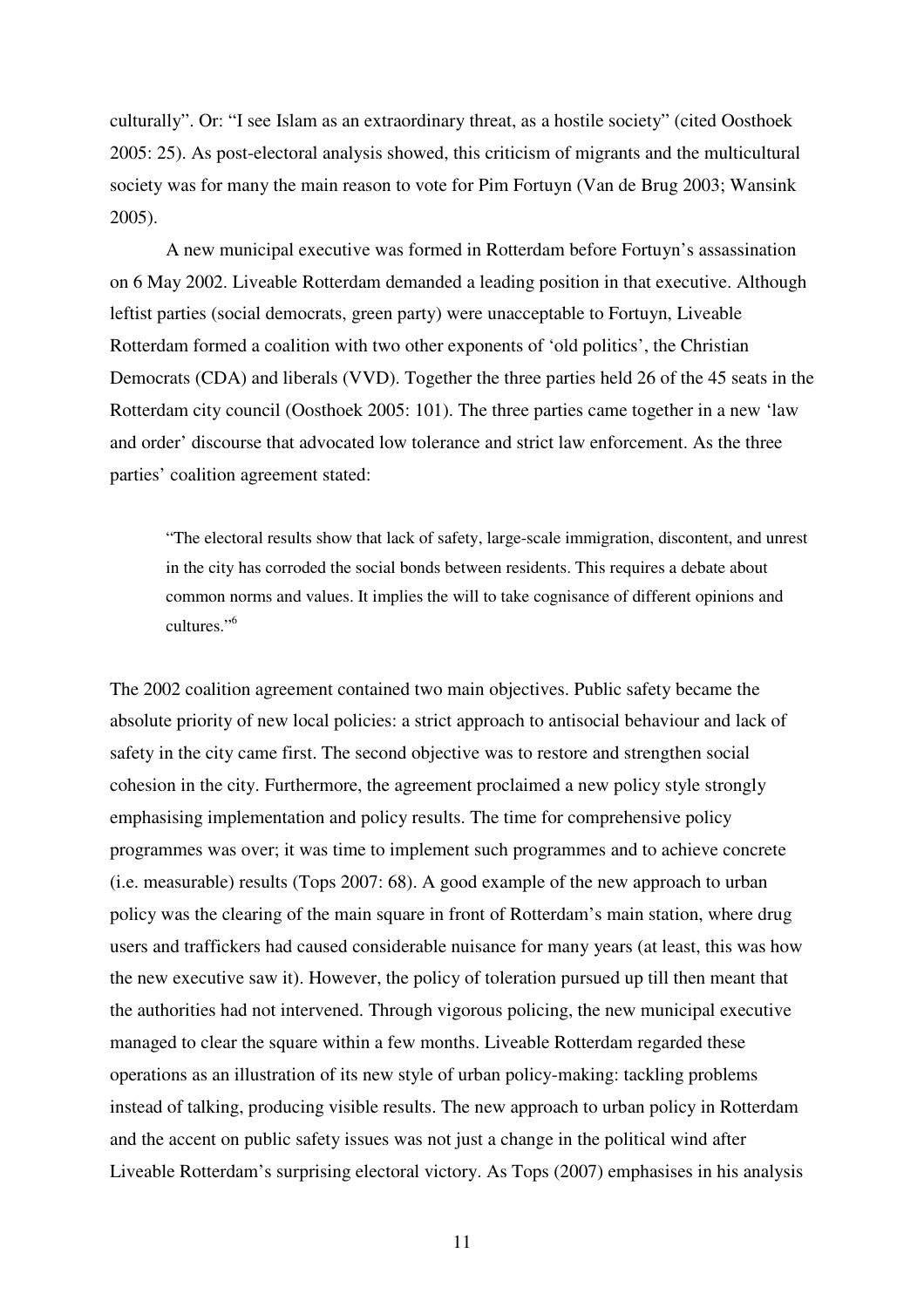culturally". Or: "I see Islam as an extraordinary threat, as a hostile society" (cited Oosthoek 2005: 25). As post-electoral analysis showed, this criticism of migrants and the multicultural society was for many the main reason to vote for Pim Fortuyn (Van de Brug 2003; Wansink 2005).

A new municipal executive was formed in Rotterdam before Fortuyn's assassination on 6 May 2002. Liveable Rotterdam demanded a leading position in that executive. Although leftist parties (social democrats, green party) were unacceptable to Fortuyn, Liveable Rotterdam formed a coalition with two other exponents of 'old politics', the Christian Democrats (CDA) and liberals (VVD). Together the three parties held 26 of the 45 seats in the Rotterdam city council (Oosthoek 2005: 101). The three parties came together in a new 'law and order' discourse that advocated low tolerance and strict law enforcement. As the three parties' coalition agreement stated:

> "The electoral results show that lack of safety, large-scale immigration, discontent, and unrest in the city has corroded the social bonds between residents. This requires a debate about common norms and values. It implies the will to take cognisance of different opinions and cultures."[6]

The 2002 coalition agreement contained two main objectives. Public safety became the absolute priority of new local policies: a strict approach to antisocial behaviour and lack of safety in the city came first. The second objective was to restore and strengthen social cohesion in the city. Furthermore, the agreement proclaimed a new policy style strongly emphasising implementation and policy results. The time for comprehensive policy programmes was over; it was time to implement such programmes and to achieve concrete (i.e. measurable) results (Tops 2007: 68). A good example of the new approach to urban policy was the clearing of the main square in front of Rotterdam's main station, where drug users and traffickers had caused considerable nuisance for many years (at least, this was how the new executive saw it). However, the policy of toleration pursued up till then meant that the authorities had not intervened. Through vigorous policing, the new municipal executive managed to clear the square within a few months. Liveable Rotterdam regarded these operations as an illustration of its new style of urban policy-making: tackling problems instead of talking, producing visible results. The new approach to urban policy in Rotterdam and the accent on public safety issues was not just a change in the political wind after Liveable Rotterdam's surprising electoral victory. As Tops (2007) emphasises in his analysis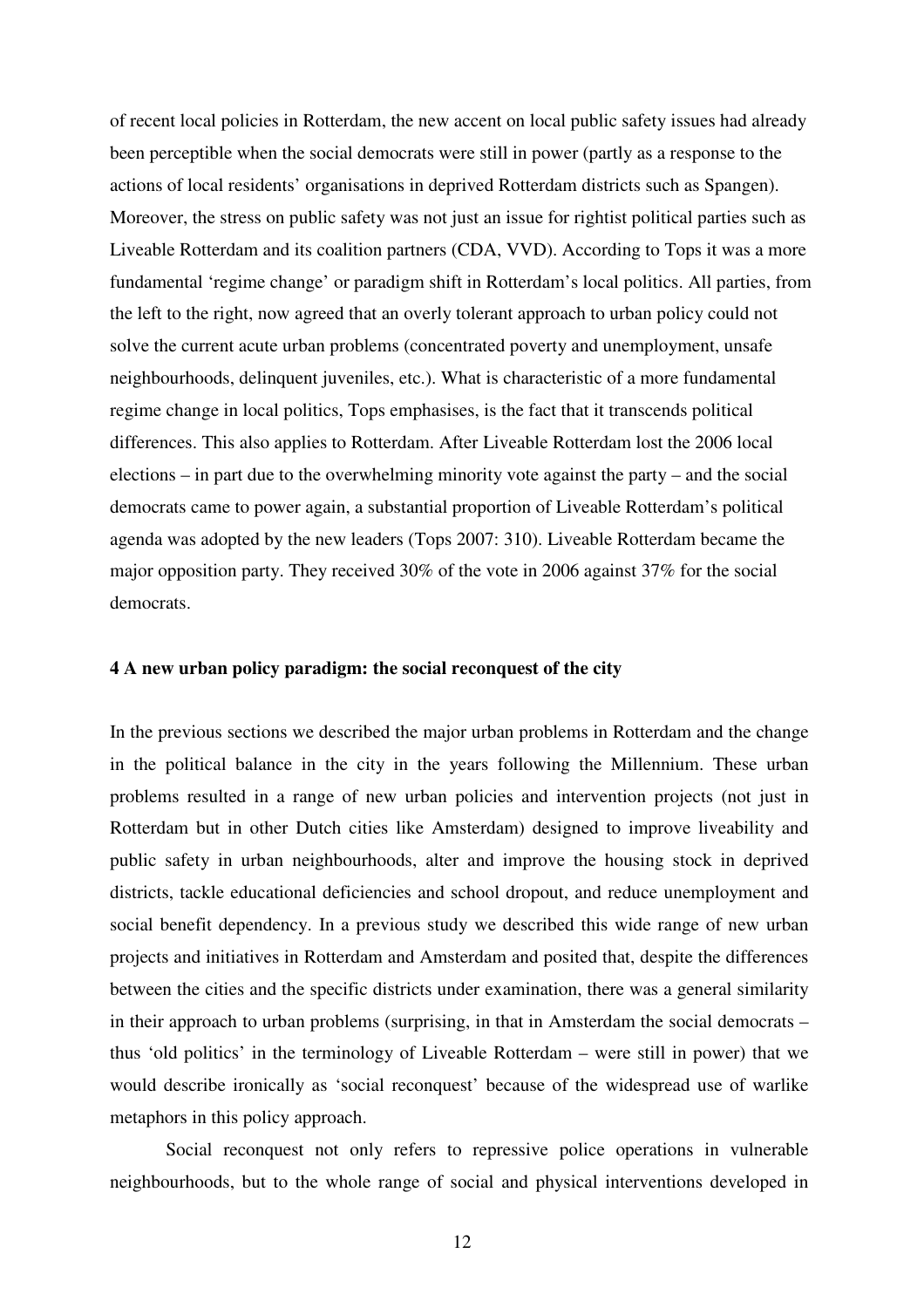of recent local policies in Rotterdam, the new accent on local public safety issues had already been perceptible when the social democrats were still in power (partly as a response to the actions of local residents' organisations in deprived Rotterdam districts such as Spangen). Moreover, the stress on public safety was not just an issue for rightist political parties such as Liveable Rotterdam and its coalition partners (CDA, VVD). According to Tops it was a more fundamental 'regime change' or paradigm shift in Rotterdam's local politics. All parties, from the left to the right, now agreed that an overly tolerant approach to urban policy could not solve the current acute urban problems (concentrated poverty and unemployment, unsafe neighbourhoods, delinquent juveniles, etc.). What is characteristic of a more fundamental regime change in local politics, Tops emphasises, is the fact that it transcends political differences. This also applies to Rotterdam. After Liveable Rotterdam lost the 2006 local elections – in part due to the overwhelming minority vote against the party – and the social democrats came to power again, a substantial proportion of Liveable Rotterdam's political agenda was adopted by the new leaders (Tops 2007: 310). Liveable Rotterdam became the major opposition party. They received 30% of the vote in 2006 against 37% for the social democrats.

## 4 A new urban policy paradigm: the social reconquest of the city

In the previous sections we described the major urban problems in Rotterdam and the change in the political balance in the city in the years following the Millennium. These urban problems resulted in a range of new urban policies and intervention projects (not just in Rotterdam but in other Dutch cities like Amsterdam) designed to improve liveability and public safety in urban neighbourhoods, alter and improve the housing stock in deprived districts, tackle educational deficiencies and school dropout, and reduce unemployment and social benefit dependency. In a previous study we described this wide range of new urban projects and initiatives in Rotterdam and Amsterdam and posited that, despite the differences between the cities and the specific districts under examination, there was a general similarity in their approach to urban problems (surprising, in that in Amsterdam the social democrats – thus 'old politics' in the terminology of Liveable Rotterdam – were still in power) that we would describe ironically as 'social reconquest' because of the widespread use of warlike metaphors in this policy approach.

Social reconquest not only refers to repressive police operations in vulnerable neighbourhoods, but to the whole range of social and physical interventions developed in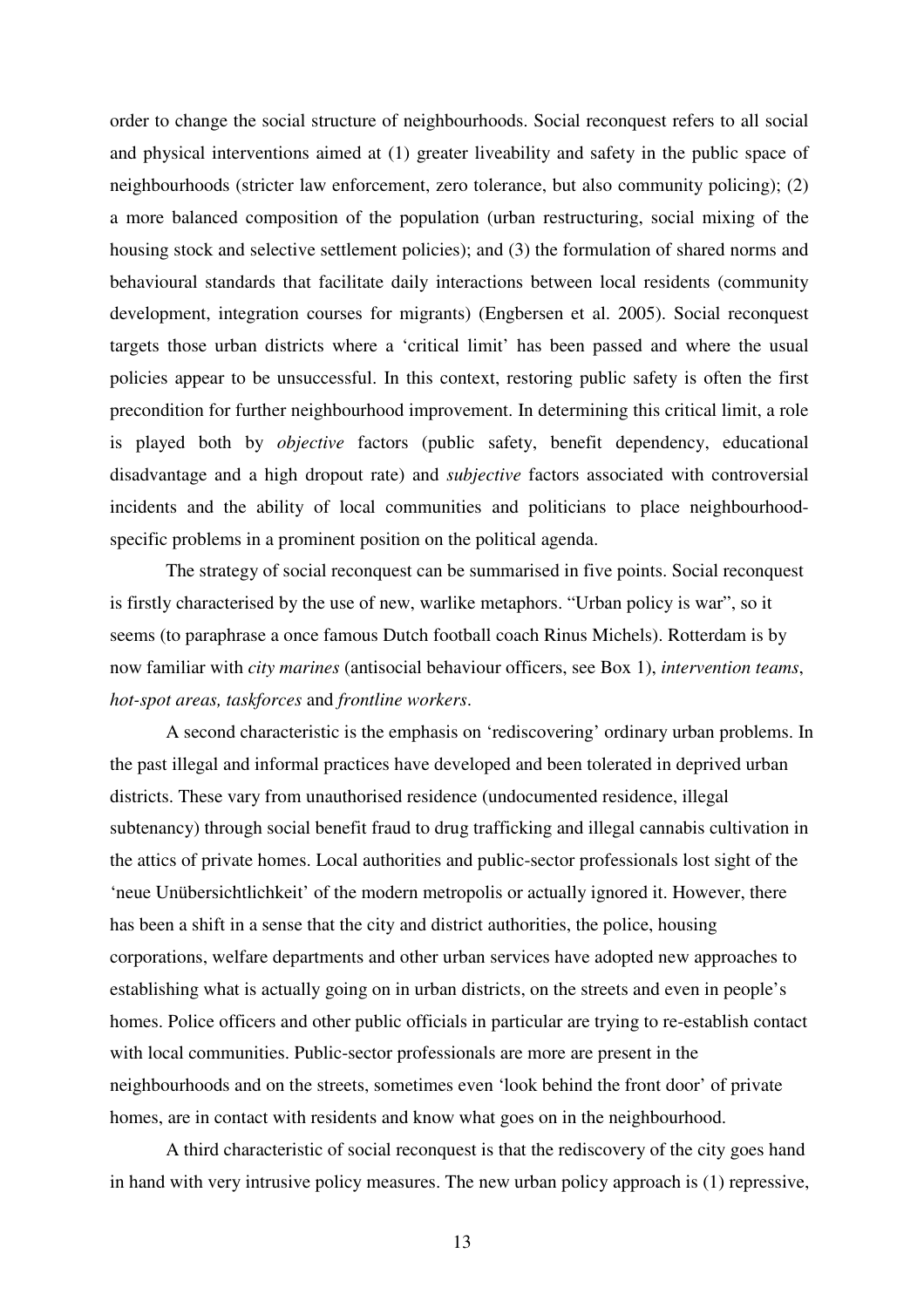order to change the social structure of neighbourhoods. Social reconquest refers to all social and physical interventions aimed at (1) greater liveability and safety in the public space of neighbourhoods (stricter law enforcement, zero tolerance, but also community policing); (2) a more balanced composition of the population (urban restructuring, social mixing of the housing stock and selective settlement policies); and (3) the formulation of shared norms and behavioural standards that facilitate daily interactions between local residents (community development, integration courses for migrants) (Engbersen et al. 2005). Social reconquest targets those urban districts where a 'critical limit' has been passed and where the usual policies appear to be unsuccessful. In this context, restoring public safety is often the first precondition for further neighbourhood improvement. In determining this critical limit, a role is played both by *objective* factors (public safety, benefit dependency, educational disadvantage and a high dropout rate) and *subjective* factors associated with controversial incidents and the ability of local communities and politicians to place neighbourhood-specific problems in a prominent position on the political agenda.

The strategy of social reconquest can be summarised in five points. Social reconquest is firstly characterised by the use of new, warlike metaphors. "Urban policy is war", so it seems (to paraphrase a once famous Dutch football coach Rinus Michels). Rotterdam is by now familiar with *city marines* (antisocial behaviour officers, see Box 1), *intervention teams*, *hot-spot areas, taskforces* and *frontline workers*.

A second characteristic is the emphasis on 'rediscovering' ordinary urban problems. In the past illegal and informal practices have developed and been tolerated in deprived urban districts. These vary from unauthorised residence (undocumented residence, illegal subtenancy) through social benefit fraud to drug trafficking and illegal cannabis cultivation in the attics of private homes. Local authorities and public-sector professionals lost sight of the 'neue Unübersichtlichkeit' of the modern metropolis or actually ignored it. However, there has been a shift in a sense that the city and district authorities, the police, housing corporations, welfare departments and other urban services have adopted new approaches to establishing what is actually going on in urban districts, on the streets and even in people's homes. Police officers and other public officials in particular are trying to re-establish contact with local communities. Public-sector professionals are more are present in the neighbourhoods and on the streets, sometimes even 'look behind the front door' of private homes, are in contact with residents and know what goes on in the neighbourhood.

A third characteristic of social reconquest is that the rediscovery of the city goes hand in hand with very intrusive policy measures. The new urban policy approach is (1) repressive,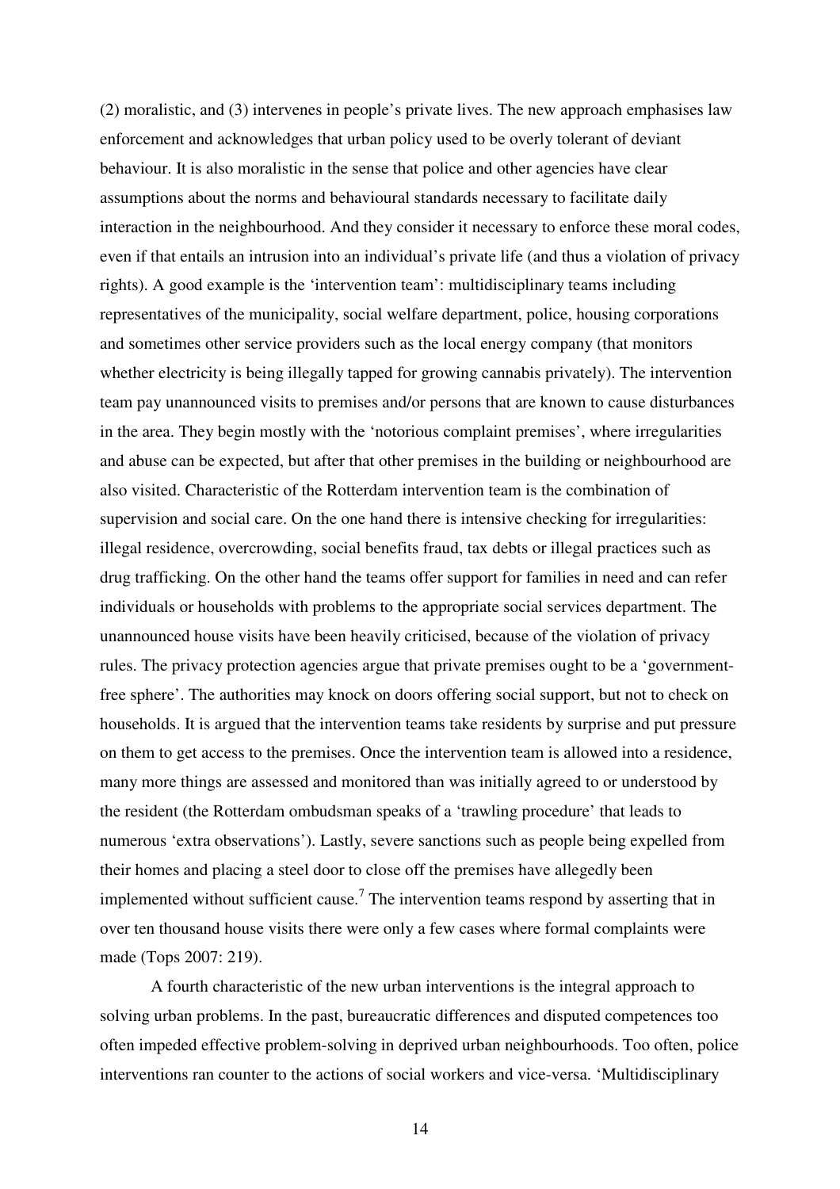(2) moralistic, and (3) intervenes in people's private lives. The new approach emphasises law enforcement and acknowledges that urban policy used to be overly tolerant of deviant behaviour. It is also moralistic in the sense that police and other agencies have clear assumptions about the norms and behavioural standards necessary to facilitate daily interaction in the neighbourhood. And they consider it necessary to enforce these moral codes, even if that entails an intrusion into an individual's private life (and thus a violation of privacy rights). A good example is the 'intervention team': multidisciplinary teams including representatives of the municipality, social welfare department, police, housing corporations and sometimes other service providers such as the local energy company (that monitors whether electricity is being illegally tapped for growing cannabis privately). The intervention team pay unannounced visits to premises and/or persons that are known to cause disturbances in the area. They begin mostly with the 'notorious complaint premises', where irregularities and abuse can be expected, but after that other premises in the building or neighbourhood are also visited. Characteristic of the Rotterdam intervention team is the combination of supervision and social care. On the one hand there is intensive checking for irregularities: illegal residence, overcrowding, social benefits fraud, tax debts or illegal practices such as drug trafficking. On the other hand the teams offer support for families in need and can refer individuals or households with problems to the appropriate social services department. The unannounced house visits have been heavily criticised, because of the violation of privacy rules. The privacy protection agencies argue that private premises ought to be a 'government-free sphere'. The authorities may knock on doors offering social support, but not to check on households. It is argued that the intervention teams take residents by surprise and put pressure on them to get access to the premises. Once the intervention team is allowed into a residence, many more things are assessed and monitored than was initially agreed to or understood by the resident (the Rotterdam ombudsman speaks of a 'trawling procedure' that leads to numerous 'extra observations'). Lastly, severe sanctions such as people being expelled from their homes and placing a steel door to close off the premises have allegedly been implemented without sufficient cause.[7] The intervention teams respond by asserting that in over ten thousand house visits there were only a few cases where formal complaints were made (Tops 2007: 219).

A fourth characteristic of the new urban interventions is the integral approach to solving urban problems. In the past, bureaucratic differences and disputed competences too often impeded effective problem-solving in deprived urban neighbourhoods. Too often, police interventions ran counter to the actions of social workers and vice-versa. 'Multidisciplinary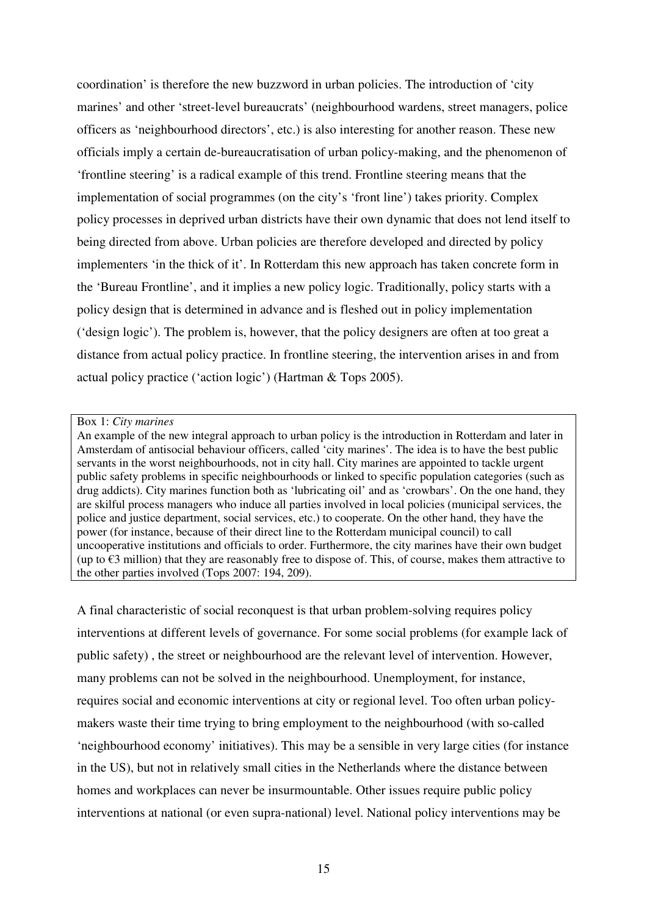coordination' is therefore the new buzzword in urban policies. The introduction of 'city marines' and other 'street-level bureaucrats' (neighbourhood wardens, street managers, police officers as 'neighbourhood directors', etc.) is also interesting for another reason. These new officials imply a certain de-bureaucratisation of urban policy-making, and the phenomenon of 'frontline steering' is a radical example of this trend. Frontline steering means that the implementation of social programmes (on the city's 'front line') takes priority. Complex policy processes in deprived urban districts have their own dynamic that does not lend itself to being directed from above. Urban policies are therefore developed and directed by policy implementers 'in the thick of it'. In Rotterdam this new approach has taken concrete form in the 'Bureau Frontline', and it implies a new policy logic. Traditionally, policy starts with a policy design that is determined in advance and is fleshed out in policy implementation ('design logic'). The problem is, however, that the policy designers are often at too great a distance from actual policy practice. In frontline steering, the intervention arises in and from actual policy practice ('action logic') (Hartman & Tops 2005).

> Box 1: *City marines*
>
> An example of the new integral approach to urban policy is the introduction in Rotterdam and later in Amsterdam of antisocial behaviour officers, called 'city marines'. The idea is to have the best public servants in the worst neighbourhoods, not in city hall. City marines are appointed to tackle urgent public safety problems in specific neighbourhoods or linked to specific population categories (such as drug addicts). City marines function both as 'lubricating oil' and as 'crowbars'. On the one hand, they are skilful process managers who induce all parties involved in local policies (municipal services, the police and justice department, social services, etc.) to cooperate. On the other hand, they have the power (for instance, because of their direct line to the Rotterdam municipal council) to call uncooperative institutions and officials to order. Furthermore, the city marines have their own budget (up to €3 million) that they are reasonably free to dispose of. This, of course, makes them attractive to the other parties involved (Tops 2007: 194, 209).

A final characteristic of social reconquest is that urban problem-solving requires policy interventions at different levels of governance. For some social problems (for example lack of public safety) , the street or neighbourhood are the relevant level of intervention. However, many problems can not be solved in the neighbourhood. Unemployment, for instance, requires social and economic interventions at city or regional level. Too often urban policy-makers waste their time trying to bring employment to the neighbourhood (with so-called 'neighbourhood economy' initiatives). This may be a sensible in very large cities (for instance in the US), but not in relatively small cities in the Netherlands where the distance between homes and workplaces can never be insurmountable. Other issues require public policy interventions at national (or even supra-national) level. National policy interventions may be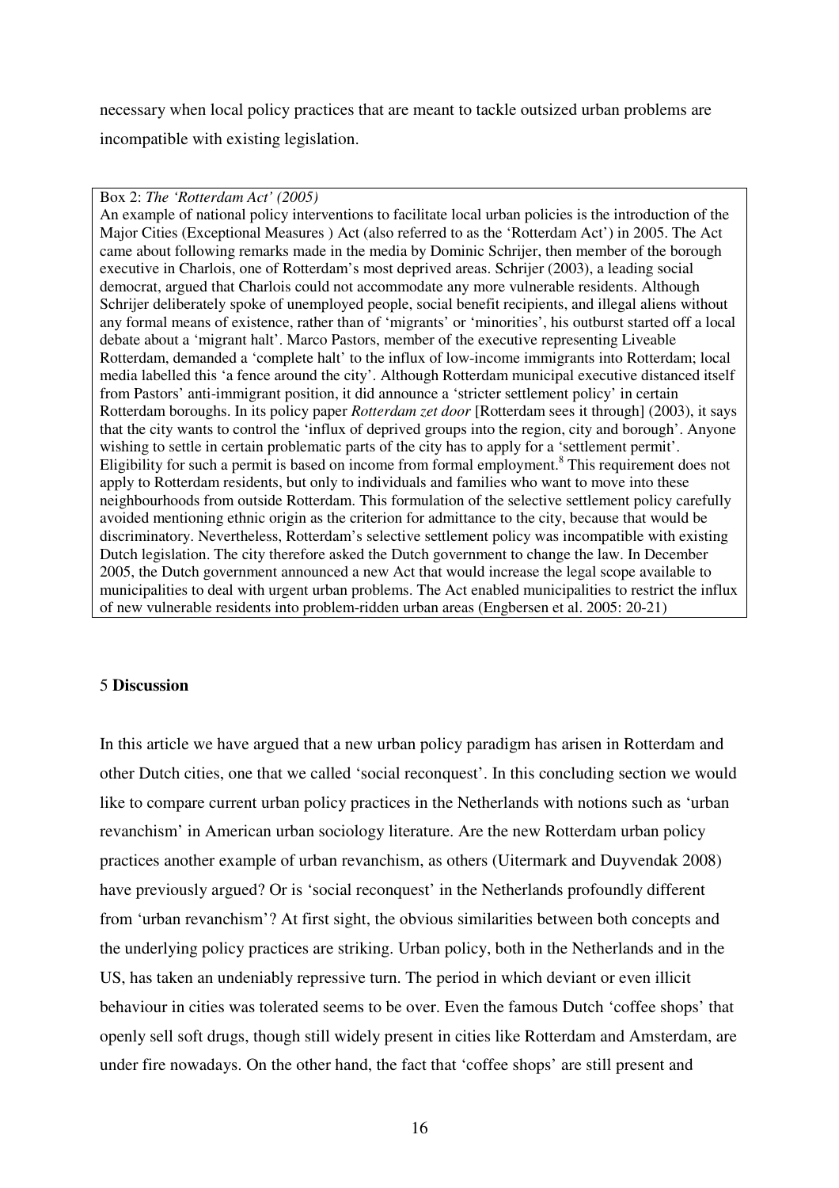necessary when local policy practices that are meant to tackle outsized urban problems are incompatible with existing legislation.

Box 2: *The 'Rotterdam Act' (2005)*

An example of national policy interventions to facilitate local urban policies is the introduction of the Major Cities (Exceptional Measures ) Act (also referred to as the 'Rotterdam Act') in 2005. The Act came about following remarks made in the media by Dominic Schrijer, then member of the borough executive in Charlois, one of Rotterdam's most deprived areas. Schrijer (2003), a leading social democrat, argued that Charlois could not accommodate any more vulnerable residents. Although Schrijer deliberately spoke of unemployed people, social benefit recipients, and illegal aliens without any formal means of existence, rather than of 'migrants' or 'minorities', his outburst started off a local debate about a 'migrant halt'. Marco Pastors, member of the executive representing Liveable Rotterdam, demanded a 'complete halt' to the influx of low-income immigrants into Rotterdam; local media labelled this 'a fence around the city'. Although Rotterdam municipal executive distanced itself from Pastors' anti-immigrant position, it did announce a 'stricter settlement policy' in certain Rotterdam boroughs. In its policy paper *Rotterdam zet door* [Rotterdam sees it through] (2003), it says that the city wants to control the 'influx of deprived groups into the region, city and borough'. Anyone wishing to settle in certain problematic parts of the city has to apply for a 'settlement permit'. Eligibility for such a permit is based on income from formal employment.[8] This requirement does not apply to Rotterdam residents, but only to individuals and families who want to move into these neighbourhoods from outside Rotterdam. This formulation of the selective settlement policy carefully avoided mentioning ethnic origin as the criterion for admittance to the city, because that would be discriminatory. Nevertheless, Rotterdam's selective settlement policy was incompatible with existing Dutch legislation. The city therefore asked the Dutch government to change the law. In December 2005, the Dutch government announced a new Act that would increase the legal scope available to municipalities to deal with urgent urban problems. The Act enabled municipalities to restrict the influx of new vulnerable residents into problem-ridden urban areas (Engbersen et al. 2005: 20-21)

## 5 **Discussion**

In this article we have argued that a new urban policy paradigm has arisen in Rotterdam and other Dutch cities, one that we called 'social reconquest'. In this concluding section we would like to compare current urban policy practices in the Netherlands with notions such as 'urban revanchism' in American urban sociology literature. Are the new Rotterdam urban policy practices another example of urban revanchism, as others (Uitermark and Duyvendak 2008) have previously argued? Or is 'social reconquest' in the Netherlands profoundly different from 'urban revanchism'? At first sight, the obvious similarities between both concepts and the underlying policy practices are striking. Urban policy, both in the Netherlands and in the US, has taken an undeniably repressive turn. The period in which deviant or even illicit behaviour in cities was tolerated seems to be over. Even the famous Dutch 'coffee shops' that openly sell soft drugs, though still widely present in cities like Rotterdam and Amsterdam, are under fire nowadays. On the other hand, the fact that 'coffee shops' are still present and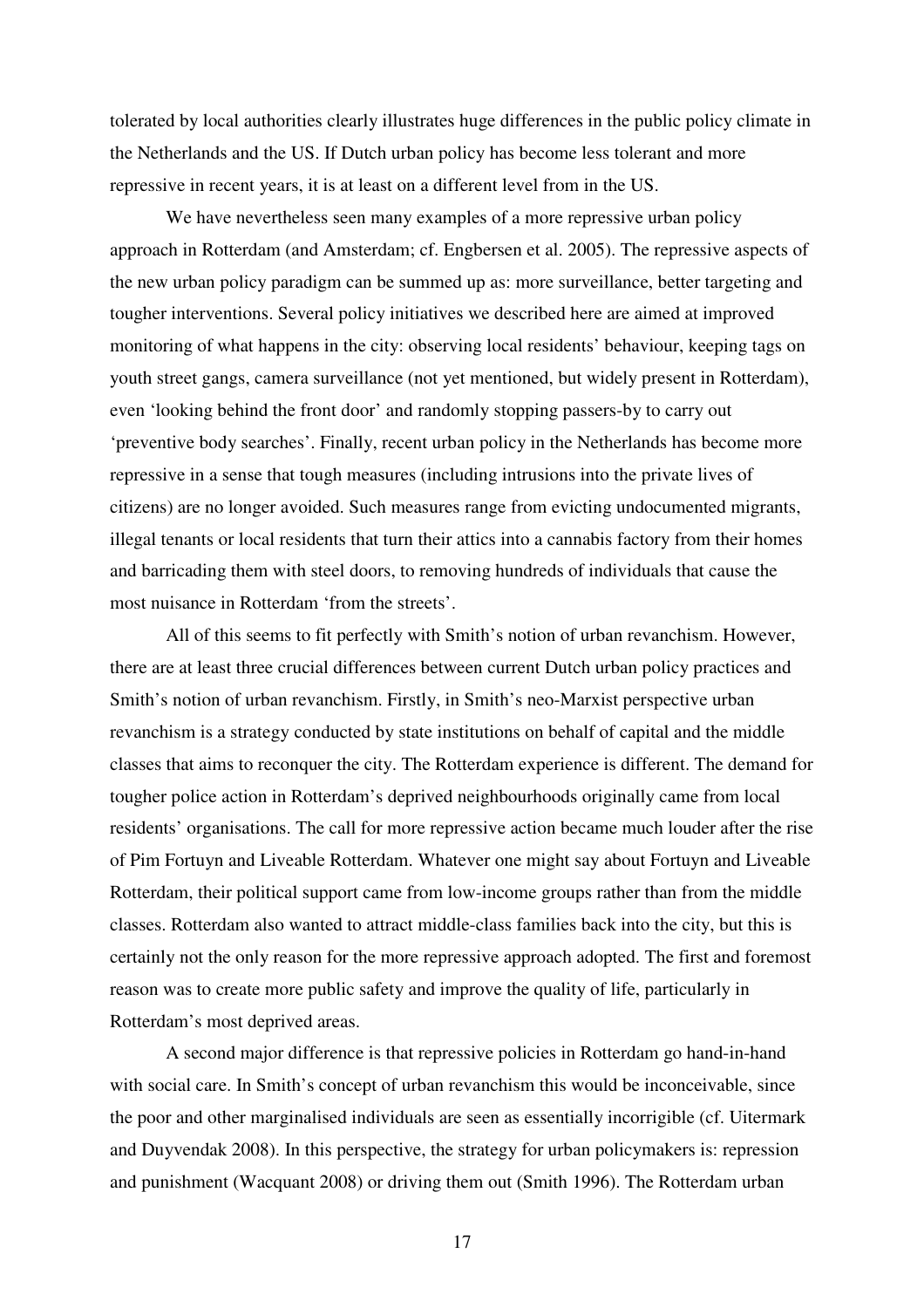tolerated by local authorities clearly illustrates huge differences in the public policy climate in the Netherlands and the US. If Dutch urban policy has become less tolerant and more repressive in recent years, it is at least on a different level from in the US.

We have nevertheless seen many examples of a more repressive urban policy approach in Rotterdam (and Amsterdam; cf. Engbersen et al. 2005). The repressive aspects of the new urban policy paradigm can be summed up as: more surveillance, better targeting and tougher interventions. Several policy initiatives we described here are aimed at improved monitoring of what happens in the city: observing local residents' behaviour, keeping tags on youth street gangs, camera surveillance (not yet mentioned, but widely present in Rotterdam), even 'looking behind the front door' and randomly stopping passers-by to carry out 'preventive body searches'. Finally, recent urban policy in the Netherlands has become more repressive in a sense that tough measures (including intrusions into the private lives of citizens) are no longer avoided. Such measures range from evicting undocumented migrants, illegal tenants or local residents that turn their attics into a cannabis factory from their homes and barricading them with steel doors, to removing hundreds of individuals that cause the most nuisance in Rotterdam 'from the streets'.

All of this seems to fit perfectly with Smith's notion of urban revanchism. However, there are at least three crucial differences between current Dutch urban policy practices and Smith's notion of urban revanchism. Firstly, in Smith's neo-Marxist perspective urban revanchism is a strategy conducted by state institutions on behalf of capital and the middle classes that aims to reconquer the city. The Rotterdam experience is different. The demand for tougher police action in Rotterdam's deprived neighbourhoods originally came from local residents' organisations. The call for more repressive action became much louder after the rise of Pim Fortuyn and Liveable Rotterdam. Whatever one might say about Fortuyn and Liveable Rotterdam, their political support came from low-income groups rather than from the middle classes. Rotterdam also wanted to attract middle-class families back into the city, but this is certainly not the only reason for the more repressive approach adopted. The first and foremost reason was to create more public safety and improve the quality of life, particularly in Rotterdam's most deprived areas.

A second major difference is that repressive policies in Rotterdam go hand-in-hand with social care. In Smith's concept of urban revanchism this would be inconceivable, since the poor and other marginalised individuals are seen as essentially incorrigible (cf. Uitermark and Duyvendak 2008). In this perspective, the strategy for urban policymakers is: repression and punishment (Wacquant 2008) or driving them out (Smith 1996). The Rotterdam urban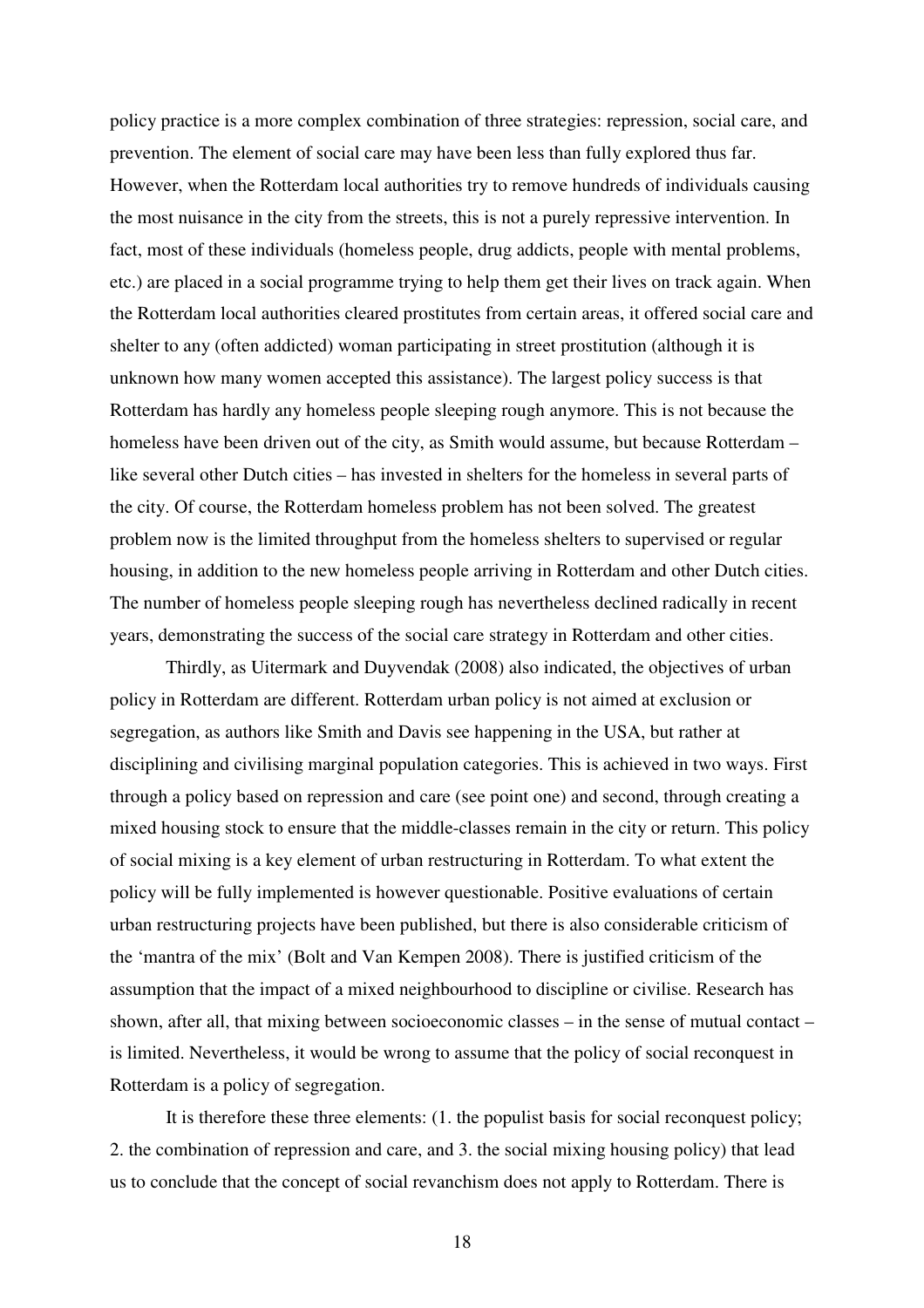policy practice is a more complex combination of three strategies: repression, social care, and prevention. The element of social care may have been less than fully explored thus far. However, when the Rotterdam local authorities try to remove hundreds of individuals causing the most nuisance in the city from the streets, this is not a purely repressive intervention. In fact, most of these individuals (homeless people, drug addicts, people with mental problems, etc.) are placed in a social programme trying to help them get their lives on track again. When the Rotterdam local authorities cleared prostitutes from certain areas, it offered social care and shelter to any (often addicted) woman participating in street prostitution (although it is unknown how many women accepted this assistance). The largest policy success is that Rotterdam has hardly any homeless people sleeping rough anymore. This is not because the homeless have been driven out of the city, as Smith would assume, but because Rotterdam – like several other Dutch cities – has invested in shelters for the homeless in several parts of the city. Of course, the Rotterdam homeless problem has not been solved. The greatest problem now is the limited throughput from the homeless shelters to supervised or regular housing, in addition to the new homeless people arriving in Rotterdam and other Dutch cities. The number of homeless people sleeping rough has nevertheless declined radically in recent years, demonstrating the success of the social care strategy in Rotterdam and other cities.

Thirdly, as Uitermark and Duyvendak (2008) also indicated, the objectives of urban policy in Rotterdam are different. Rotterdam urban policy is not aimed at exclusion or segregation, as authors like Smith and Davis see happening in the USA, but rather at disciplining and civilising marginal population categories. This is achieved in two ways. First through a policy based on repression and care (see point one) and second, through creating a mixed housing stock to ensure that the middle-classes remain in the city or return. This policy of social mixing is a key element of urban restructuring in Rotterdam. To what extent the policy will be fully implemented is however questionable. Positive evaluations of certain urban restructuring projects have been published, but there is also considerable criticism of the 'mantra of the mix' (Bolt and Van Kempen 2008). There is justified criticism of the assumption that the impact of a mixed neighbourhood to discipline or civilise. Research has shown, after all, that mixing between socioeconomic classes – in the sense of mutual contact – is limited. Nevertheless, it would be wrong to assume that the policy of social reconquest in Rotterdam is a policy of segregation.

It is therefore these three elements: (1. the populist basis for social reconquest policy; 2. the combination of repression and care, and 3. the social mixing housing policy) that lead us to conclude that the concept of social revanchism does not apply to Rotterdam. There is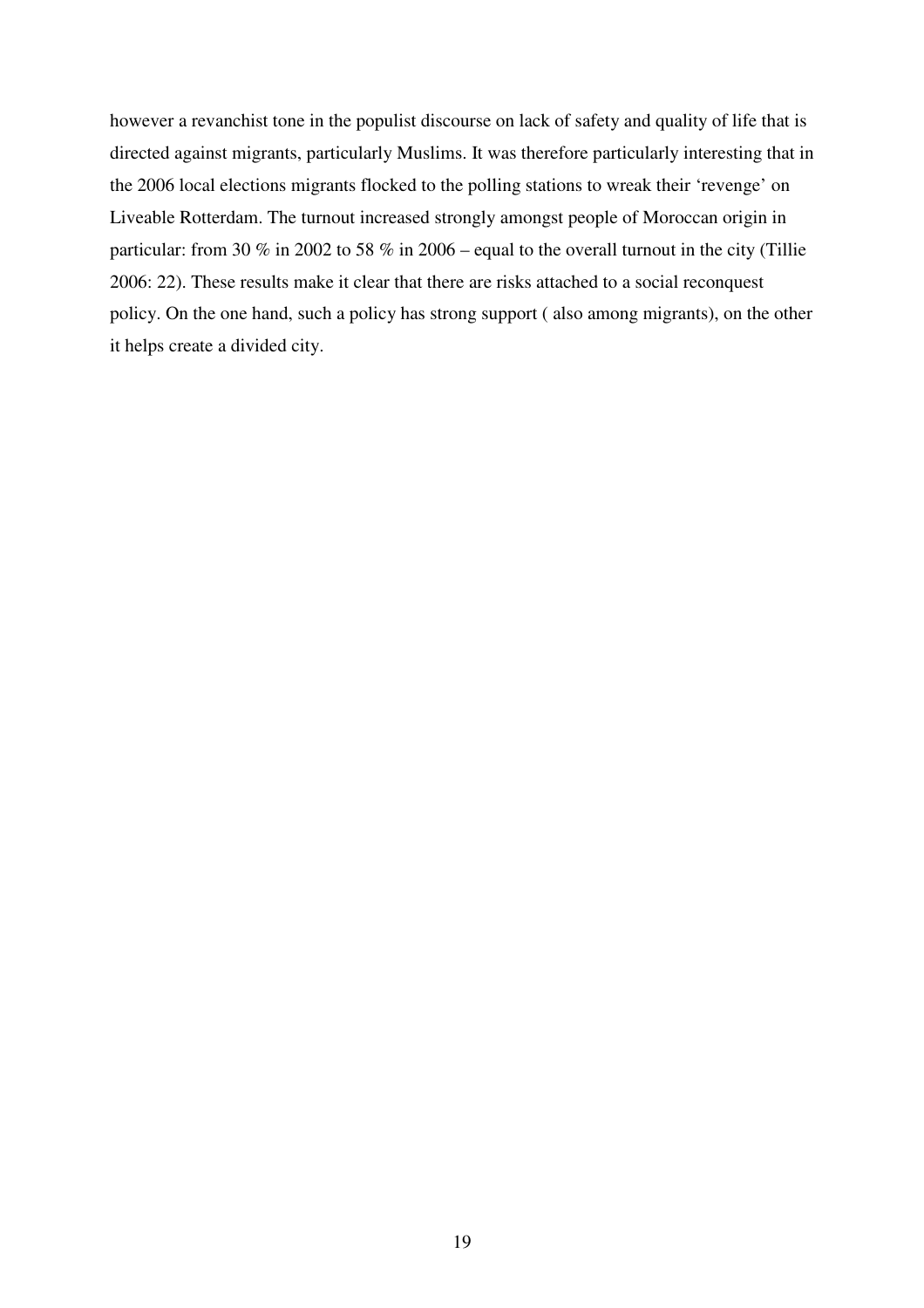however a revanchist tone in the populist discourse on lack of safety and quality of life that is directed against migrants, particularly Muslims. It was therefore particularly interesting that in the 2006 local elections migrants flocked to the polling stations to wreak their 'revenge' on Liveable Rotterdam. The turnout increased strongly amongst people of Moroccan origin in particular: from 30 % in 2002 to 58 % in 2006 – equal to the overall turnout in the city (Tillie 2006: 22). These results make it clear that there are risks attached to a social reconquest policy. On the one hand, such a policy has strong support ( also among migrants), on the other it helps create a divided city.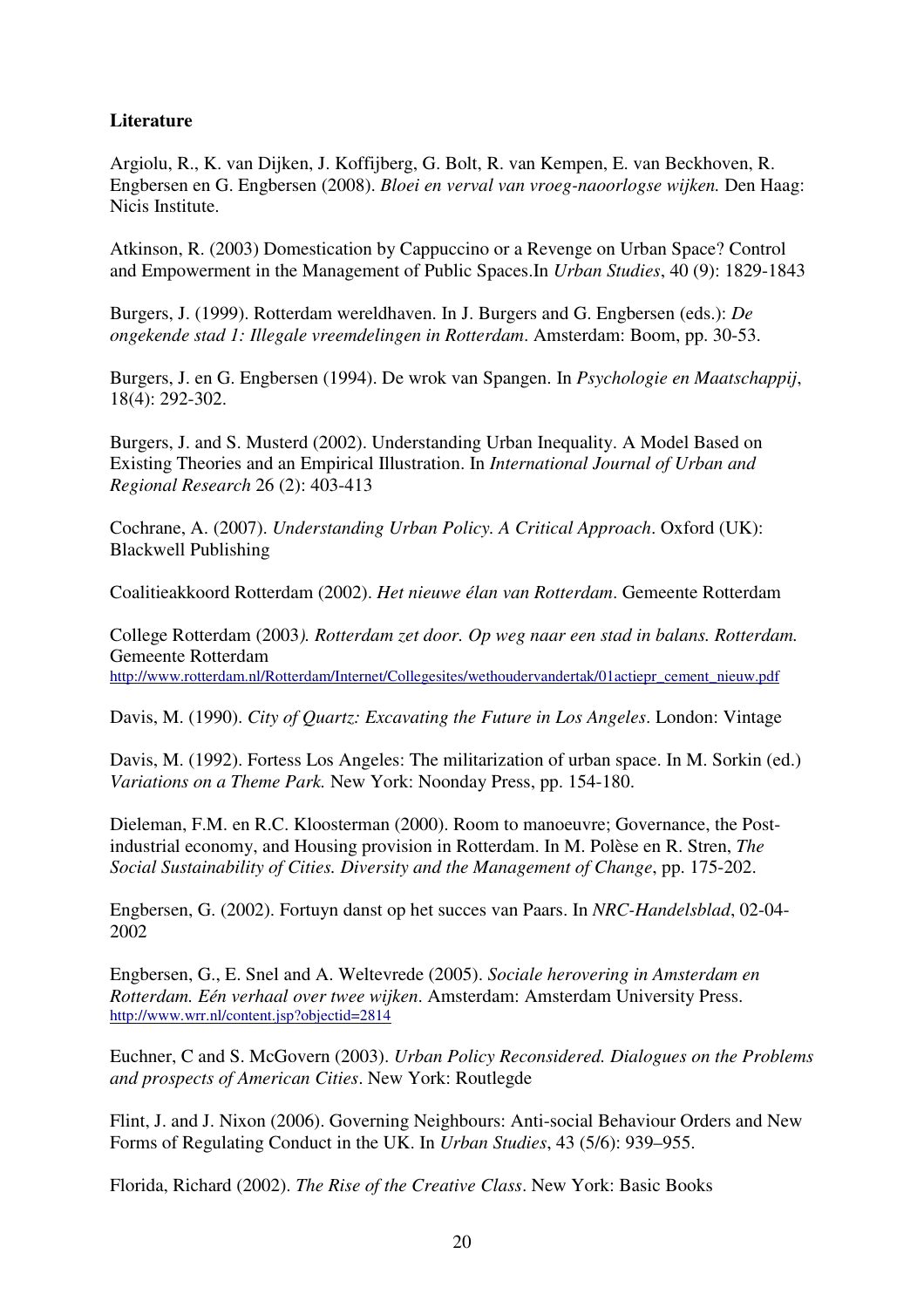**Literature**

Argiolu, R., K. van Dijken, J. Koffijberg, G. Bolt, R. van Kempen, E. van Beckhoven, R. Engbersen en G. Engbersen (2008). *Bloei en verval van vroeg-naoorlogse wijken.* Den Haag: Nicis Institute.

Atkinson, R. (2003) Domestication by Cappuccino or a Revenge on Urban Space? Control and Empowerment in the Management of Public Spaces.In *Urban Studies*, 40 (9): 1829-1843

Burgers, J. (1999). Rotterdam wereldhaven. In J. Burgers and G. Engbersen (eds.): *De ongekende stad 1: Illegale vreemdelingen in Rotterdam*. Amsterdam: Boom, pp. 30-53.

Burgers, J. en G. Engbersen (1994). De wrok van Spangen. In *Psychologie en Maatschappij*, 18(4): 292-302.

Burgers, J. and S. Musterd (2002). Understanding Urban Inequality. A Model Based on Existing Theories and an Empirical Illustration. In *International Journal of Urban and Regional Research* 26 (2): 403-413

Cochrane, A. (2007). *Understanding Urban Policy. A Critical Approach*. Oxford (UK): Blackwell Publishing

Coalitieakkoord Rotterdam (2002). *Het nieuwe élan van Rotterdam*. Gemeente Rotterdam

College Rotterdam (2003*). Rotterdam zet door. Op weg naar een stad in balans. Rotterdam.* Gemeente Rotterdam
http://www.rotterdam.nl/Rotterdam/Internet/Collegesites/wethoudervandertak/01actiepr_cement_nieuw.pdf

Davis, M. (1990). *City of Quartz: Excavating the Future in Los Angeles*. London: Vintage

Davis, M. (1992). Fortess Los Angeles: The militarization of urban space. In M. Sorkin (ed.) *Variations on a Theme Park.* New York: Noonday Press, pp. 154-180.

Dieleman, F.M. en R.C. Kloosterman (2000). Room to manoeuvre; Governance, the Post-industrial economy, and Housing provision in Rotterdam. In M. Polèse en R. Stren, *The Social Sustainability of Cities. Diversity and the Management of Change*, pp. 175-202.

Engbersen, G. (2002). Fortuyn danst op het succes van Paars. In *NRC-Handelsblad*, 02-04-2002

Engbersen, G., E. Snel and A. Weltevrede (2005). *Sociale herovering in Amsterdam en Rotterdam. Eén verhaal over twee wijken*. Amsterdam: Amsterdam University Press.
http://www.wrr.nl/content.jsp?objectid=2814

Euchner, C and S. McGovern (2003). *Urban Policy Reconsidered. Dialogues on the Problems and prospects of American Cities*. New York: Routlegde

Flint, J. and J. Nixon (2006). Governing Neighbours: Anti-social Behaviour Orders and New Forms of Regulating Conduct in the UK. In *Urban Studies*, 43 (5/6): 939–955.

Florida, Richard (2002). *The Rise of the Creative Class*. New York: Basic Books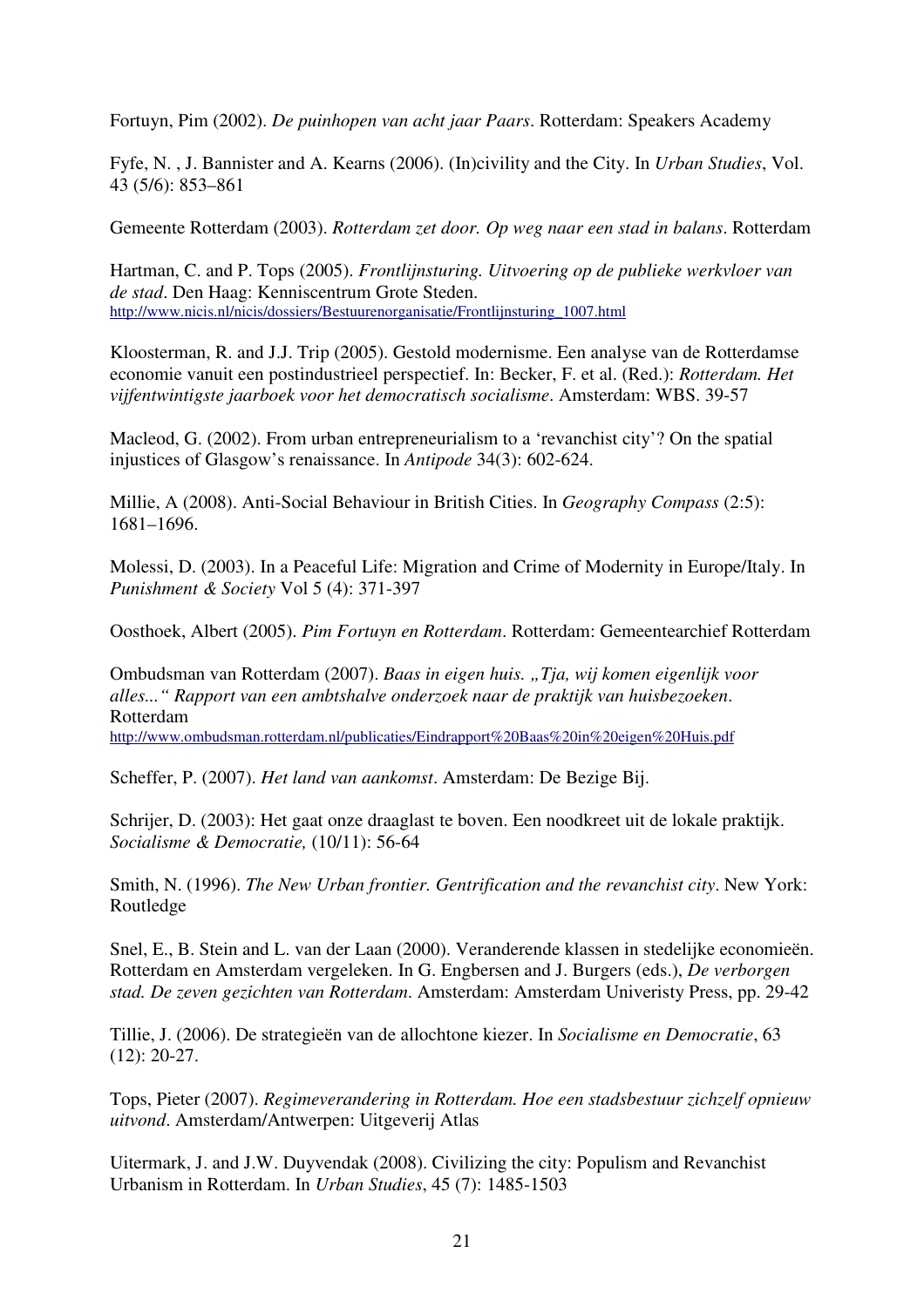Fortuyn, Pim (2002). *De puinhopen van acht jaar Paars*. Rotterdam: Speakers Academy

Fyfe, N. , J. Bannister and A. Kearns (2006). (In)civility and the City. In *Urban Studies*, Vol. 43 (5/6): 853–861

Gemeente Rotterdam (2003). *Rotterdam zet door. Op weg naar een stad in balans*. Rotterdam

Hartman, C. and P. Tops (2005). *Frontlijnsturing. Uitvoering op de publieke werkvloer van de stad*. Den Haag: Kenniscentrum Grote Steden. http://www.nicis.nl/nicis/dossiers/Bestuurenorganisatie/Frontlijnsturing_1007.html

Kloosterman, R. and J.J. Trip (2005). Gestold modernisme. Een analyse van de Rotterdamse economie vanuit een postindustrieel perspectief. In: Becker, F. et al. (Red.): *Rotterdam. Het vijfentwintigste jaarboek voor het democratisch socialisme*. Amsterdam: WBS. 39-57

Macleod, G. (2002). From urban entrepreneurialism to a 'revanchist city'? On the spatial injustices of Glasgow's renaissance. In *Antipode* 34(3): 602-624.

Millie, A (2008). Anti-Social Behaviour in British Cities. In *Geography Compass* (2:5): 1681–1696.

Molessi, D. (2003). In a Peaceful Life: Migration and Crime of Modernity in Europe/Italy. In *Punishment & Society* Vol 5 (4): 371-397

Oosthoek, Albert (2005). *Pim Fortuyn en Rotterdam*. Rotterdam: Gemeentearchief Rotterdam

Ombudsman van Rotterdam (2007). *Baas in eigen huis. „Tja, wij komen eigenlijk voor alles..." Rapport van een ambtshalve onderzoek naar de praktijk van huisbezoeken*. Rotterdam
http://www.ombudsman.rotterdam.nl/publicaties/Eindrapport%20Baas%20in%20eigen%20Huis.pdf

Scheffer, P. (2007). *Het land van aankomst*. Amsterdam: De Bezige Bij.

Schrijer, D. (2003): Het gaat onze draaglast te boven. Een noodkreet uit de lokale praktijk. *Socialisme & Democratie,* (10/11): 56-64

Smith, N. (1996). *The New Urban frontier. Gentrification and the revanchist city*. New York: Routledge

Snel, E., B. Stein and L. van der Laan (2000). Veranderende klassen in stedelijke economieën. Rotterdam en Amsterdam vergeleken. In G. Engbersen and J. Burgers (eds.), *De verborgen stad. De zeven gezichten van Rotterdam*. Amsterdam: Amsterdam Univeristy Press, pp. 29-42

Tillie, J. (2006). De strategieën van de allochtone kiezer. In *Socialisme en Democratie*, 63 (12): 20-27.

Tops, Pieter (2007). *Regimeverandering in Rotterdam. Hoe een stadsbestuur zichzelf opnieuw uitvond*. Amsterdam/Antwerpen: Uitgeverij Atlas

Uitermark, J. and J.W. Duyvendak (2008). Civilizing the city: Populism and Revanchist Urbanism in Rotterdam. In *Urban Studies*, 45 (7): 1485-1503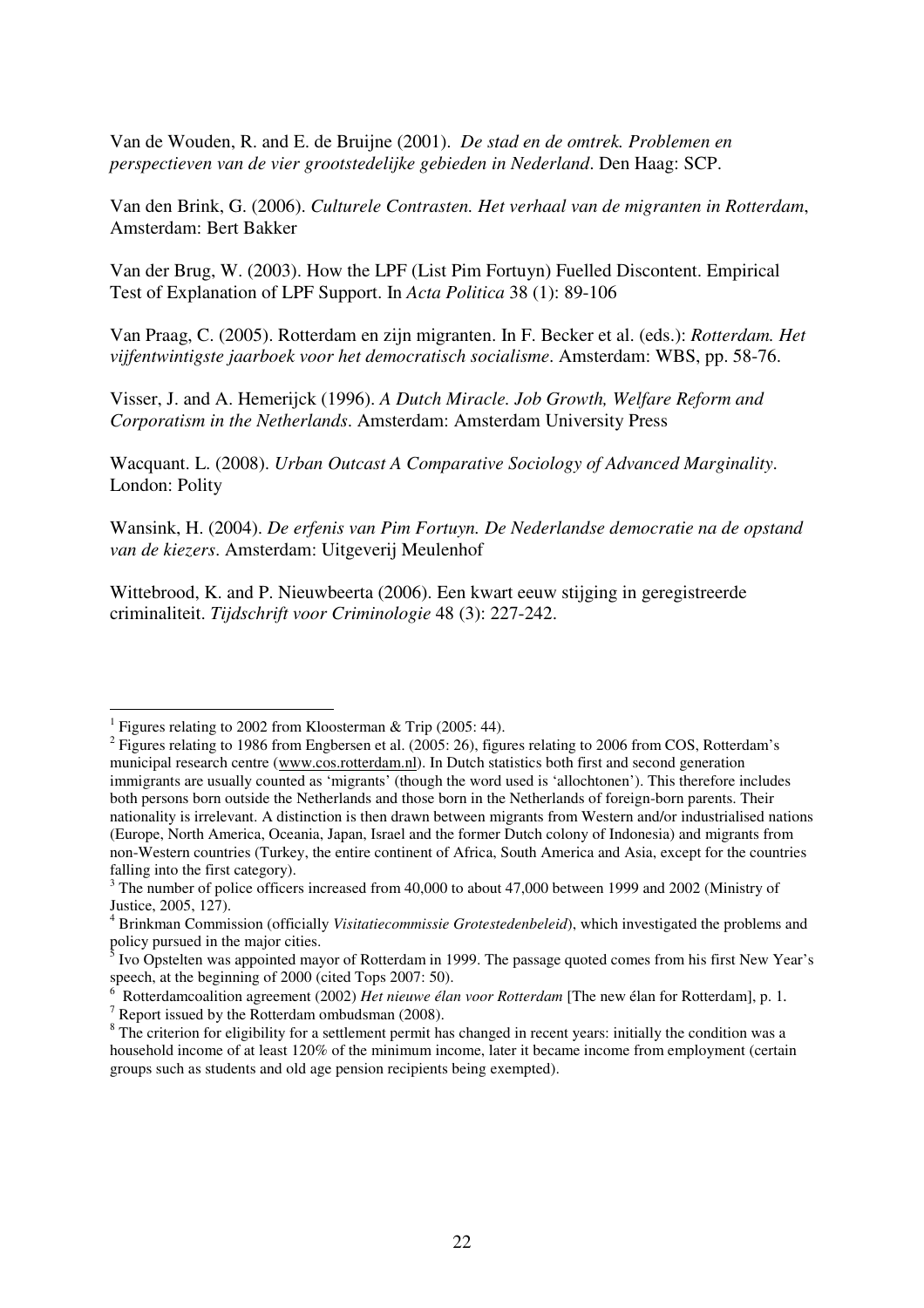Van de Wouden, R. and E. de Bruijne (2001). *De stad en de omtrek. Problemen en perspectieven van de vier grootstedelijke gebieden in Nederland*. Den Haag: SCP.

Van den Brink, G. (2006). *Culturele Contrasten. Het verhaal van de migranten in Rotterdam*, Amsterdam: Bert Bakker

Van der Brug, W. (2003). How the LPF (List Pim Fortuyn) Fuelled Discontent. Empirical Test of Explanation of LPF Support. In *Acta Politica* 38 (1): 89-106

Van Praag, C. (2005). Rotterdam en zijn migranten. In F. Becker et al. (eds.): *Rotterdam. Het vijfentwintigste jaarboek voor het democratisch socialisme*. Amsterdam: WBS, pp. 58-76.

Visser, J. and A. Hemerijck (1996). *A Dutch Miracle. Job Growth, Welfare Reform and Corporatism in the Netherlands*. Amsterdam: Amsterdam University Press

Wacquant. L. (2008). *Urban Outcast A Comparative Sociology of Advanced Marginality*. London: Polity

Wansink, H. (2004). *De erfenis van Pim Fortuyn. De Nederlandse democratie na de opstand van de kiezers*. Amsterdam: Uitgeverij Meulenhof

Wittebrood, K. and P. Nieuwbeerta (2006). Een kwart eeuw stijging in geregistreerde criminaliteit. *Tijdschrift voor Criminologie* 48 (3): 227-242.

---

[1] Figures relating to 2002 from Kloosterman & Trip (2005: 44).

[2] Figures relating to 1986 from Engbersen et al. (2005: 26), figures relating to 2006 from COS, Rotterdam's municipal research centre (www.cos.rotterdam.nl). In Dutch statistics both first and second generation immigrants are usually counted as 'migrants' (though the word used is 'allochtonen'). This therefore includes both persons born outside the Netherlands and those born in the Netherlands of foreign-born parents. Their nationality is irrelevant. A distinction is then drawn between migrants from Western and/or industrialised nations (Europe, North America, Oceania, Japan, Israel and the former Dutch colony of Indonesia) and migrants from non-Western countries (Turkey, the entire continent of Africa, South America and Asia, except for the countries falling into the first category).

[3] The number of police officers increased from 40,000 to about 47,000 between 1999 and 2002 (Ministry of Justice, 2005, 127).

[4] Brinkman Commission (officially *Visitatiecommissie Grotestedenbeleid*), which investigated the problems and policy pursued in the major cities.

[5] Ivo Opstelten was appointed mayor of Rotterdam in 1999. The passage quoted comes from his first New Year's speech, at the beginning of 2000 (cited Tops 2007: 50).

[6] Rotterdamcoalition agreement (2002) *Het nieuwe élan voor Rotterdam* [The new élan for Rotterdam], p. 1.

[7] Report issued by the Rotterdam ombudsman (2008).

[8] The criterion for eligibility for a settlement permit has changed in recent years: initially the condition was a household income of at least 120% of the minimum income, later it became income from employment (certain groups such as students and old age pension recipients being exempted).